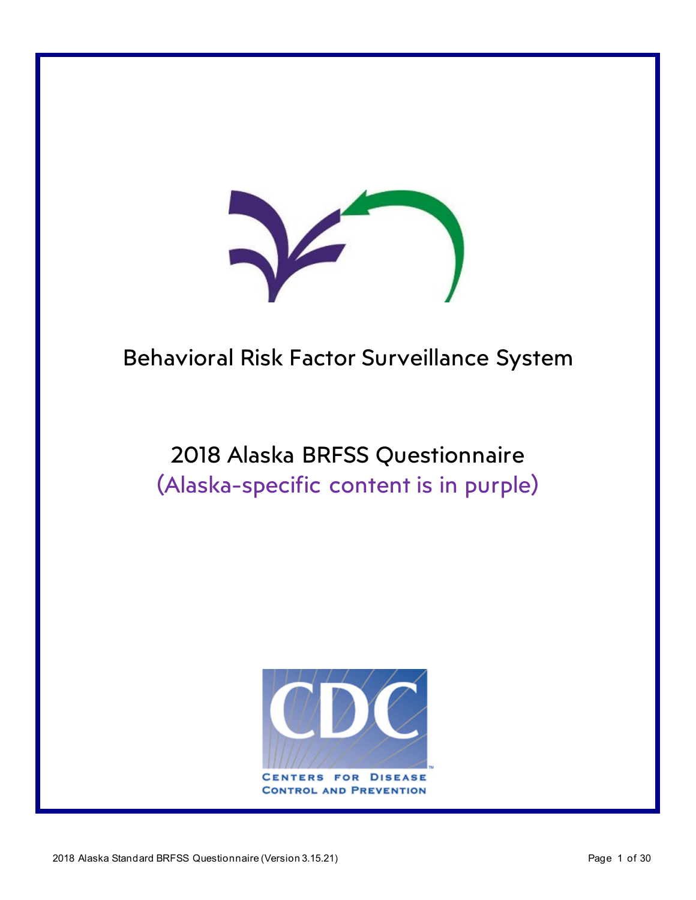# Behavioral Risk Factor Surveillance System

## 2018 Alaska BRFSS Questionnaire

(Alaska-specific content is in purple)

CENTERS FOR DISEASE CONTROL AND PREVENTION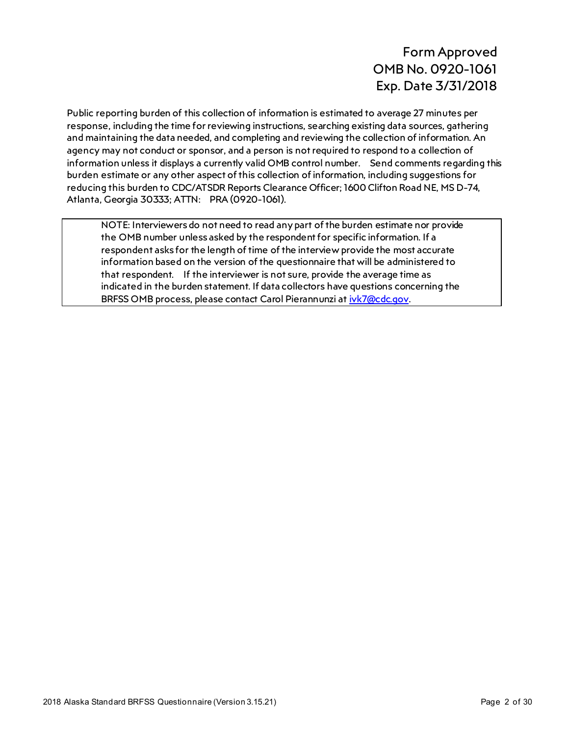Form Approved
OMB No. 0920-1061
Exp. Date 3/31/2018

Public reporting burden of this collection of information is estimated to average 27 minutes per response, including the time for reviewing instructions, searching existing data sources, gathering and maintaining the data needed, and completing and reviewing the collection of information. An agency may not conduct or sponsor, and a person is not required to respond to a collection of information unless it displays a currently valid OMB control number. Send comments regarding this burden estimate or any other aspect of this collection of information, including suggestions for reducing this burden to CDC/ATSDR Reports Clearance Officer; 1600 Clifton Road NE, MS D-74, Atlanta, Georgia 30333; ATTN: PRA (0920-1061).

> NOTE: Interviewers do not need to read any part of the burden estimate nor provide the OMB number unless asked by the respondent for specific information. If a respondent asks for the length of time of the interview provide the most accurate information based on the version of the questionnaire that will be administered to that respondent. If the interviewer is not sure, provide the average time as indicated in the burden statement. If data collectors have questions concerning the BRFSS OMB process, please contact Carol Pierannunzi at ivk7@cdc.gov.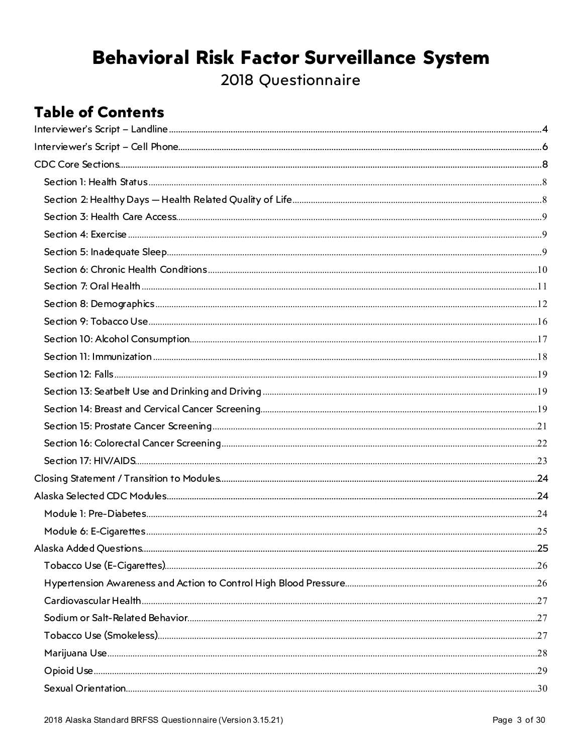# Behavioral Risk Factor Surveillance System

2018 Questionnaire

## Table of Contents

Interviewer's Script – Landline ........ 4

Interviewer's Script – Cell Phone ........ 6

CDC Core Sections ........ 8

- Section 1: Health Status ........ 8
- Section 2: Healthy Days — Health Related Quality of Life ........ 8
- Section 3: Health Care Access ........ 9
- Section 4: Exercise ........ 9
- Section 5: Inadequate Sleep ........ 9
- Section 6: Chronic Health Conditions ........ 10
- Section 7: Oral Health ........ 11
- Section 8: Demographics ........ 12
- Section 9: Tobacco Use ........ 16
- Section 10: Alcohol Consumption ........ 17
- Section 11: Immunization ........ 18
- Section 12: Falls ........ 19
- Section 13: Seatbelt Use and Drinking and Driving ........ 19
- Section 14: Breast and Cervical Cancer Screening ........ 19
- Section 15: Prostate Cancer Screening ........ 21
- Section 16: Colorectal Cancer Screening ........ 22
- Section 17: HIV/AIDS ........ 23

Closing Statement / Transition to Modules ........ 24

Alaska Selected CDC Modules ........ 24

- Module 1: Pre-Diabetes ........ 24
- Module 6: E-Cigarettes ........ 25

Alaska Added Questions ........ 25

- Tobacco Use (E-Cigarettes) ........ 26
- Hypertension Awareness and Action to Control High Blood Pressure ........ 26
- Cardiovascular Health ........ 27
- Sodium or Salt-Related Behavior ........ 27
- Tobacco Use (Smokeless) ........ 27
- Marijuana Use ........ 28
- Opioid Use ........ 29
- Sexual Orientation ........ 30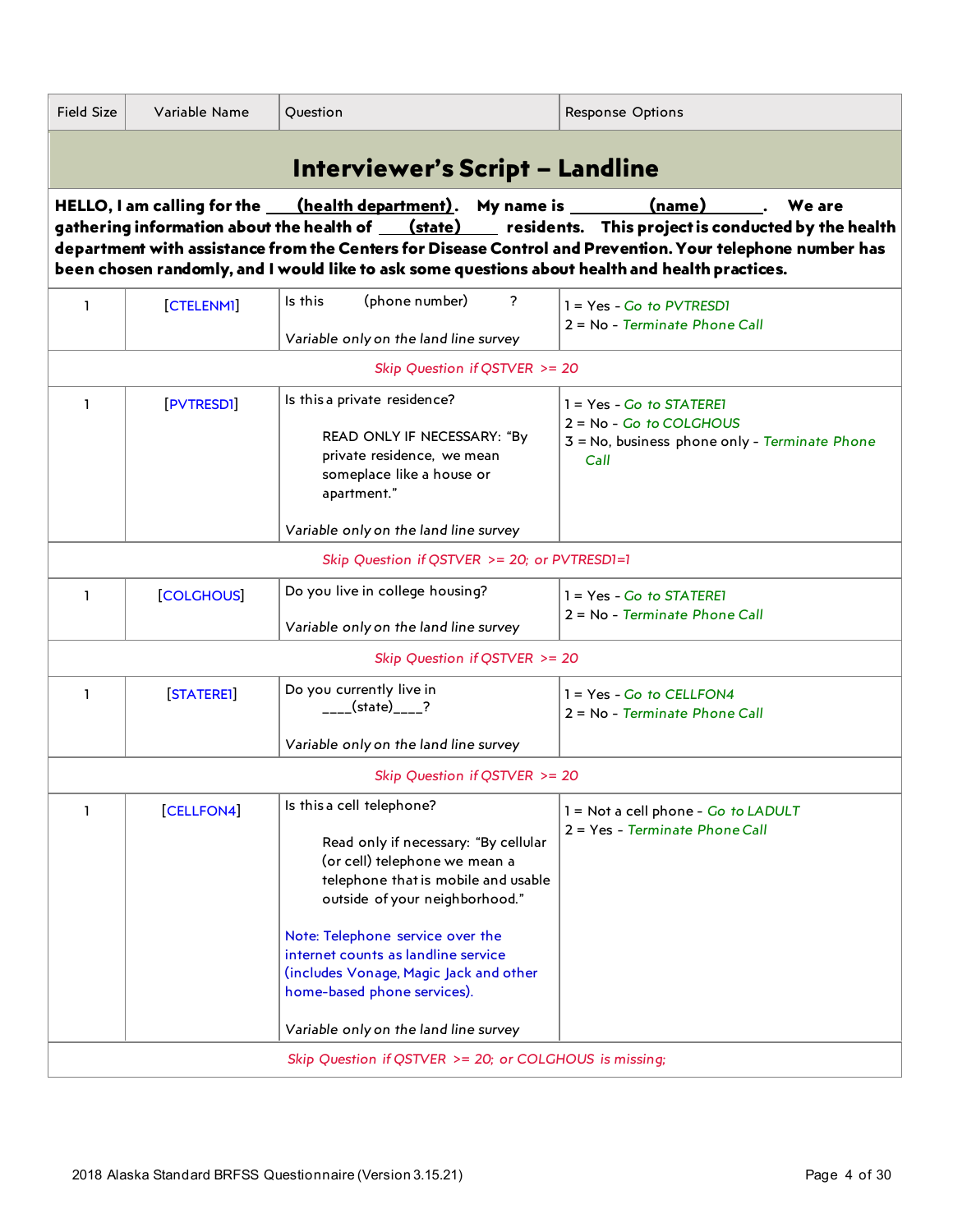| Field Size | Variable Name | Question | Response Options |
|---|---|---|---|
| **Interviewer's Script – Landline** | | | |
| **HELLO, I am calling for the ___(health department)___. My name is ___(name)___. We are gathering information about the health of ___(state)___ residents. This project is conducted by the health department with assistance from the Centers for Disease Control and Prevention. Your telephone number has been chosen randomly, and I would like to ask some questions about health and health practices.** | | | |
| 1 | [CTELENM1] | Is this (phone number) ?<br><br>*Variable only on the land line survey* | 1 = Yes - *Go to PVTRESD1*<br>2 = No - *Terminate Phone Call* |
| *Skip Question if QSTVER >= 20* | | | |
| 1 | [PVTRESD1] | Is this a private residence?<br><br>READ ONLY IF NECESSARY: "By private residence, we mean someplace like a house or apartment."<br><br>*Variable only on the land line survey* | 1 = Yes - *Go to STATERE1*<br>2 = No - *Go to COLGHOUS*<br>3 = No, business phone only - *Terminate Phone Call* |
| *Skip Question if QSTVER >= 20; or PVTRESD1=1* | | | |
| 1 | [COLGHOUS] | Do you live in college housing?<br><br>*Variable only on the land line survey* | 1 = Yes - *Go to STATERE1*<br>2 = No - *Terminate Phone Call* |
| *Skip Question if QSTVER >= 20* | | | |
| 1 | [STATERE1] | Do you currently live in ____(state)____?<br><br>*Variable only on the land line survey* | 1 = Yes - *Go to CELLFON4*<br>2 = No - *Terminate Phone Call* |
| *Skip Question if QSTVER >= 20* | | | |
| 1 | [CELLFON4] | Is this a cell telephone?<br><br>Read only if necessary: "By cellular (or cell) telephone we mean a telephone that is mobile and usable outside of your neighborhood."<br><br>Note: Telephone service over the internet counts as landline service (includes Vonage, Magic Jack and other home-based phone services).<br><br>*Variable only on the land line survey* | 1 = Not a cell phone - *Go to LADULT*<br>2 = Yes - *Terminate Phone Call* |
| *Skip Question if QSTVER >= 20; or COLGHOUS is missing;* | | | |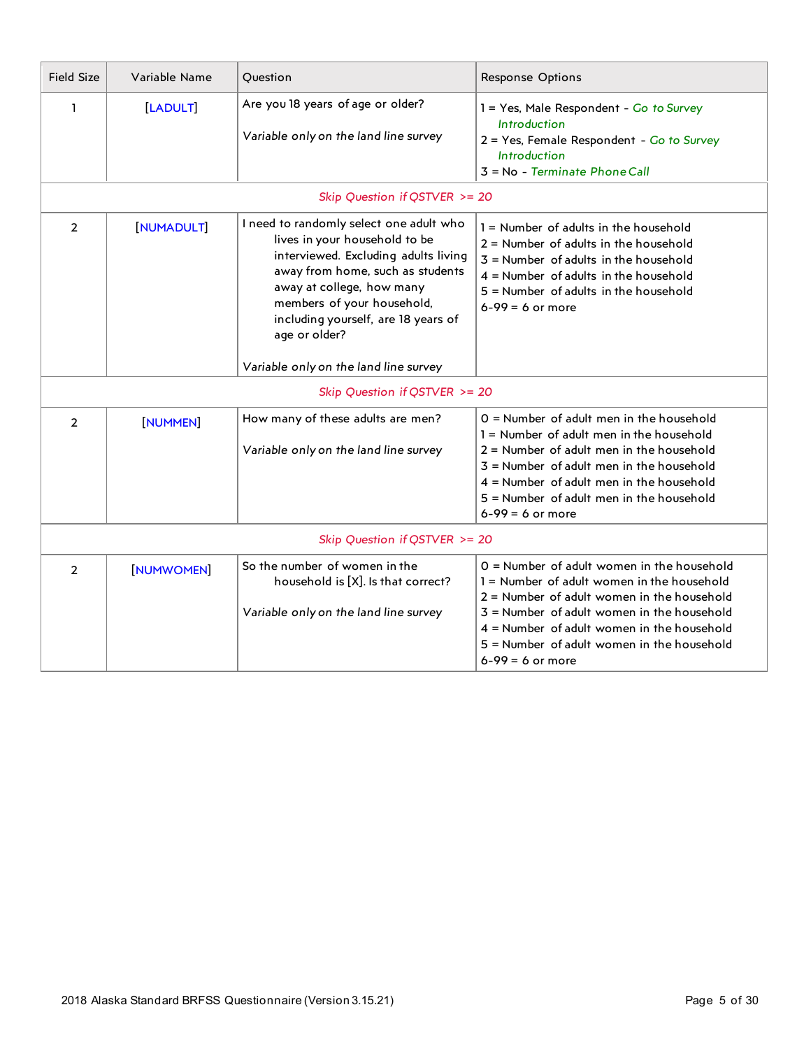| Field Size | Variable Name | Question | Response Options |
|---|---|---|---|
| 1 | [LADULT] | Are you 18 years of age or older?<br><br>*Variable only on the land line survey* | 1 = Yes, Male Respondent - *Go to Survey Introduction*<br>2 = Yes, Female Respondent - *Go to Survey Introduction*<br>3 = No - *Terminate Phone Call* |
| *Skip Question if QSTVER >= 20* | | | |
| 2 | [NUMADULT] | I need to randomly select one adult who lives in your household to be interviewed. Excluding adults living away from home, such as students away at college, how many members of your household, including yourself, are 18 years of age or older?<br><br>*Variable only on the land line survey* | 1 = Number of adults in the household<br>2 = Number of adults in the household<br>3 = Number of adults in the household<br>4 = Number of adults in the household<br>5 = Number of adults in the household<br>6-99 = 6 or more |
| *Skip Question if QSTVER >= 20* | | | |
| 2 | [NUMMEN] | How many of these adults are men?<br><br>*Variable only on the land line survey* | 0 = Number of adult men in the household<br>1 = Number of adult men in the household<br>2 = Number of adult men in the household<br>3 = Number of adult men in the household<br>4 = Number of adult men in the household<br>5 = Number of adult men in the household<br>6-99 = 6 or more |
| *Skip Question if QSTVER >= 20* | | | |
| 2 | [NUMWOMEN] | So the number of women in the household is [X]. Is that correct?<br><br>*Variable only on the land line survey* | 0 = Number of adult women in the household<br>1 = Number of adult women in the household<br>2 = Number of adult women in the household<br>3 = Number of adult women in the household<br>4 = Number of adult women in the household<br>5 = Number of adult women in the household<br>6-99 = 6 or more |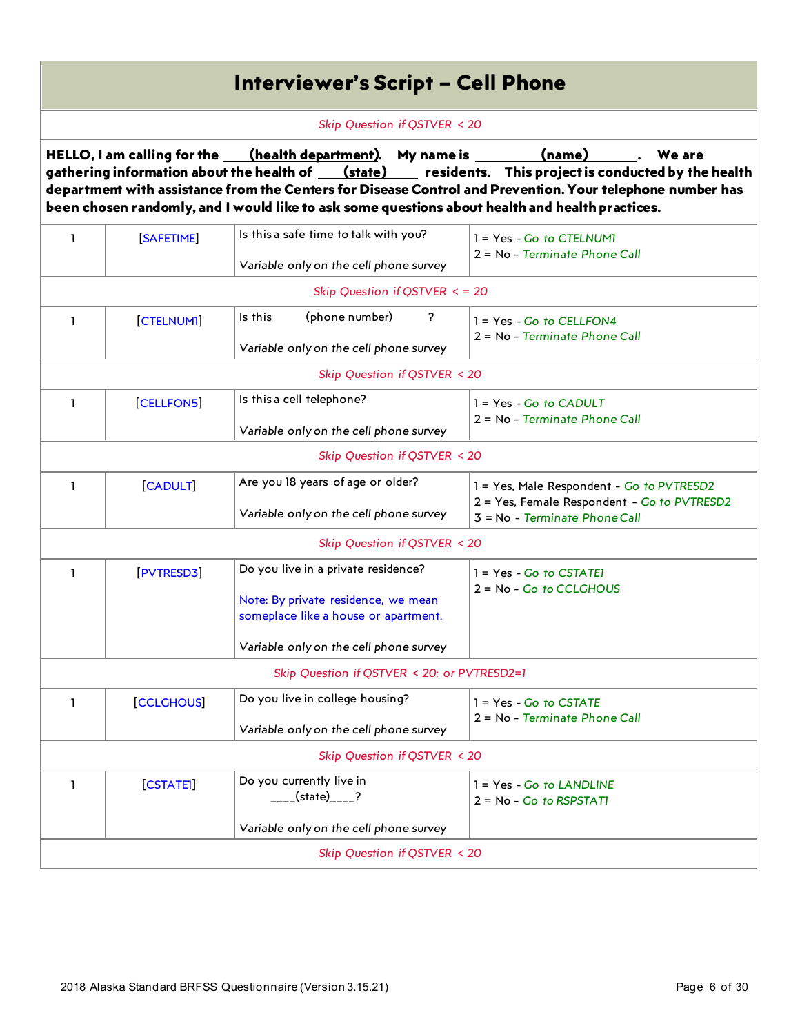# Interviewer's Script – Cell Phone

*Skip Question if QSTVER < 20*

**HELLO, I am calling for the (health department). My name is (name). We are gathering information about the health of (state) residents. This project is conducted by the health department with assistance from the Centers for Disease Control and Prevention. Your telephone number has been chosen randomly, and I would like to ask some questions about health and health practices.**

| | | | |
|---|---|---|---|
| 1 | [SAFETIME] | Is this a safe time to talk with you?<br><br>*Variable only on the cell phone survey* | 1 = Yes - *Go to CTELNUM1*<br>2 = No - *Terminate Phone Call* |
| | | *Skip Question if QSTVER < = 20* | |
| 1 | [CTELNUM1] | Is this (phone number) ?<br><br>*Variable only on the cell phone survey* | 1 = Yes - *Go to CELLFON4*<br>2 = No - *Terminate Phone Call* |
| | | *Skip Question if QSTVER < 20* | |
| 1 | [CELLFON5] | Is this a cell telephone?<br><br>*Variable only on the cell phone survey* | 1 = Yes - *Go to CADULT*<br>2 = No - *Terminate Phone Call* |
| | | *Skip Question if QSTVER < 20* | |
| 1 | [CADULT] | Are you 18 years of age or older?<br><br>*Variable only on the cell phone survey* | 1 = Yes, Male Respondent - *Go to PVTRESD2*<br>2 = Yes, Female Respondent - *Go to PVTRESD2*<br>3 = No - *Terminate Phone Call* |
| | | *Skip Question if QSTVER < 20* | |
| 1 | [PVTRESD3] | Do you live in a private residence?<br><br>Note: By private residence, we mean someplace like a house or apartment.<br><br>*Variable only on the cell phone survey* | 1 = Yes - *Go to CSTATE1*<br>2 = No - *Go to CCLGHOUS* |
| | | *Skip Question if QSTVER < 20; or PVTRESD2=1* | |
| 1 | [CCLGHOUS] | Do you live in college housing?<br><br>*Variable only on the cell phone survey* | 1 = Yes - *Go to CSTATE*<br>2 = No - *Terminate Phone Call* |
| | | *Skip Question if QSTVER < 20* | |
| 1 | [CSTATE1] | Do you currently live in ____(state)____?<br><br>*Variable only on the cell phone survey* | 1 = Yes - *Go to LANDLINE*<br>2 = No - *Go to RSPSTAT1* |
| | | *Skip Question if QSTVER < 20* | |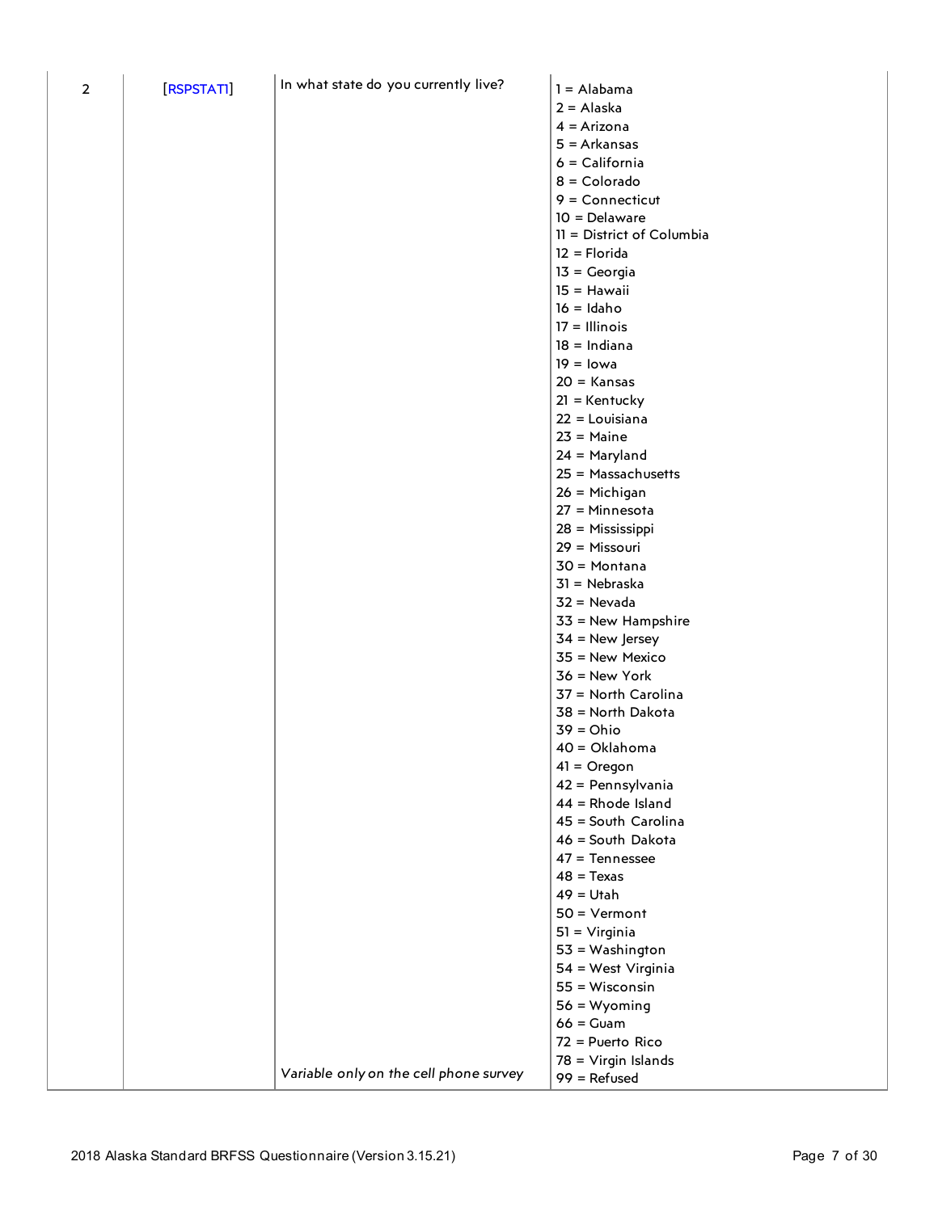| | | | |
|---|---|---|---|
| 2 | [RSPSTAT1] | In what state do you currently live?<br><br>*Variable only on the cell phone survey* | 1 = Alabama<br>2 = Alaska<br>4 = Arizona<br>5 = Arkansas<br>6 = California<br>8 = Colorado<br>9 = Connecticut<br>10 = Delaware<br>11 = District of Columbia<br>12 = Florida<br>13 = Georgia<br>15 = Hawaii<br>16 = Idaho<br>17 = Illinois<br>18 = Indiana<br>19 = Iowa<br>20 = Kansas<br>21 = Kentucky<br>22 = Louisiana<br>23 = Maine<br>24 = Maryland<br>25 = Massachusetts<br>26 = Michigan<br>27 = Minnesota<br>28 = Mississippi<br>29 = Missouri<br>30 = Montana<br>31 = Nebraska<br>32 = Nevada<br>33 = New Hampshire<br>34 = New Jersey<br>35 = New Mexico<br>36 = New York<br>37 = North Carolina<br>38 = North Dakota<br>39 = Ohio<br>40 = Oklahoma<br>41 = Oregon<br>42 = Pennsylvania<br>44 = Rhode Island<br>45 = South Carolina<br>46 = South Dakota<br>47 = Tennessee<br>48 = Texas<br>49 = Utah<br>50 = Vermont<br>51 = Virginia<br>53 = Washington<br>54 = West Virginia<br>55 = Wisconsin<br>56 = Wyoming<br>66 = Guam<br>72 = Puerto Rico<br>78 = Virgin Islands<br>99 = Refused |

2018 Alaska Standard BRFSS Questionnaire (Version 3.15.21)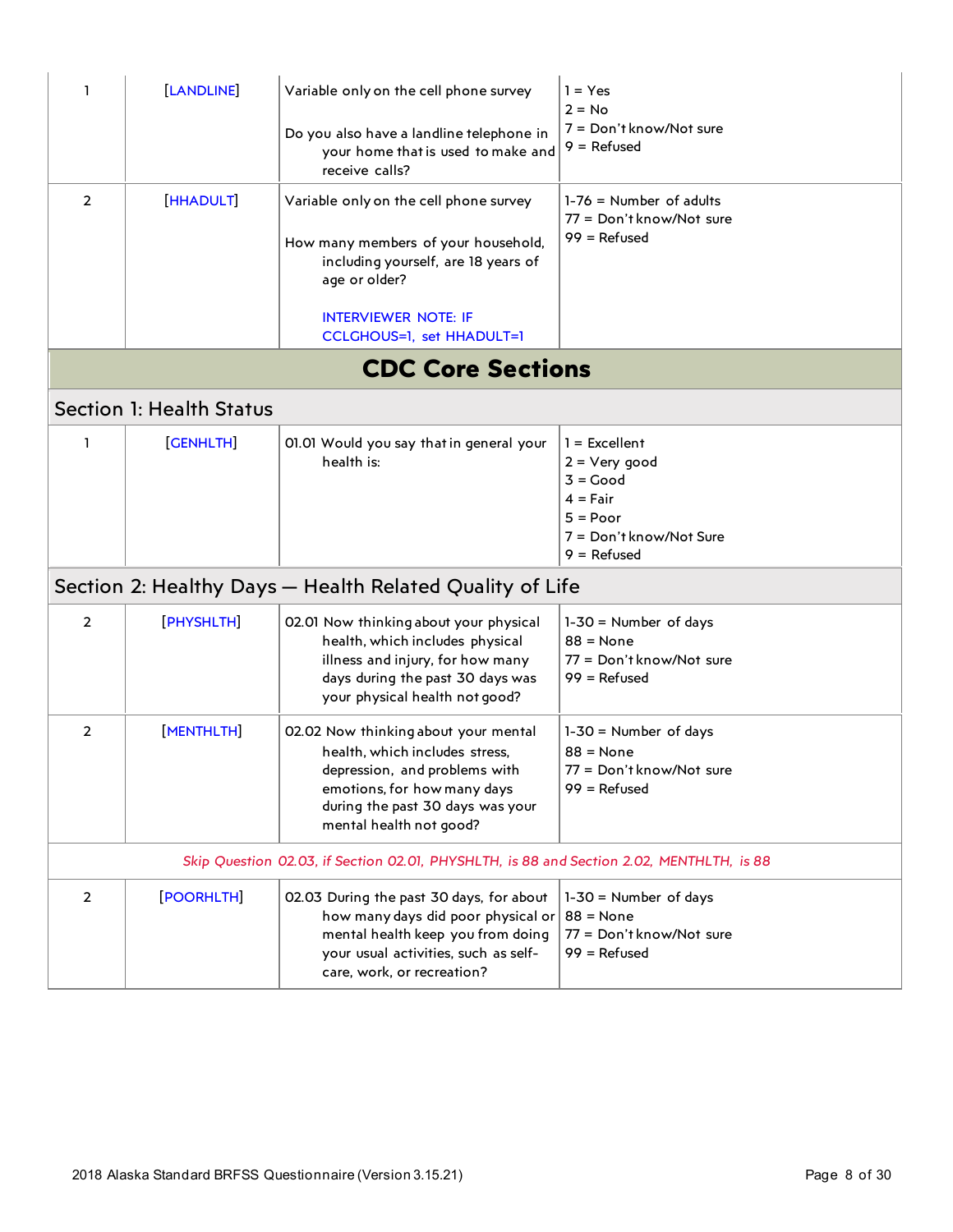| | | | |
|---|---|---|---|
| 1 | [LANDLINE] | Variable only on the cell phone survey<br><br>Do you also have a landline telephone in your home that is used to make and receive calls? | 1 = Yes<br>2 = No<br>7 = Don't know/Not sure<br>9 = Refused |
| 2 | [HHADULT] | Variable only on the cell phone survey<br><br>How many members of your household, including yourself, are 18 years of age or older?<br><br>INTERVIEWER NOTE: IF CCLGHOUS=1, set HHADULT=1 | 1-76 = Number of adults<br>77 = Don't know/Not sure<br>99 = Refused |

# CDC Core Sections

## Section 1: Health Status

| | | | |
|---|---|---|---|
| 1 | [GENHLTH] | 01.01 Would you say that in general your health is: | 1 = Excellent<br>2 = Very good<br>3 = Good<br>4 = Fair<br>5 = Poor<br>7 = Don't know/Not Sure<br>9 = Refused |

## Section 2: Healthy Days — Health Related Quality of Life

| | | | |
|---|---|---|---|
| 2 | [PHYSHLTH] | 02.01 Now thinking about your physical health, which includes physical illness and injury, for how many days during the past 30 days was your physical health not good? | 1-30 = Number of days<br>88 = None<br>77 = Don't know/Not sure<br>99 = Refused |
| 2 | [MENTHLTH] | 02.02 Now thinking about your mental health, which includes stress, depression, and problems with emotions, for how many days during the past 30 days was your mental health not good? | 1-30 = Number of days<br>88 = None<br>77 = Don't know/Not sure<br>99 = Refused |
| *Skip Question 02.03, if Section 02.01, PHYSHLTH, is 88 and Section 2.02, MENTHLTH, is 88* | | | |
| 2 | [POORHLTH] | 02.03 During the past 30 days, for about how many days did poor physical or mental health keep you from doing your usual activities, such as self-care, work, or recreation? | 1-30 = Number of days<br>88 = None<br>77 = Don't know/Not sure<br>99 = Refused |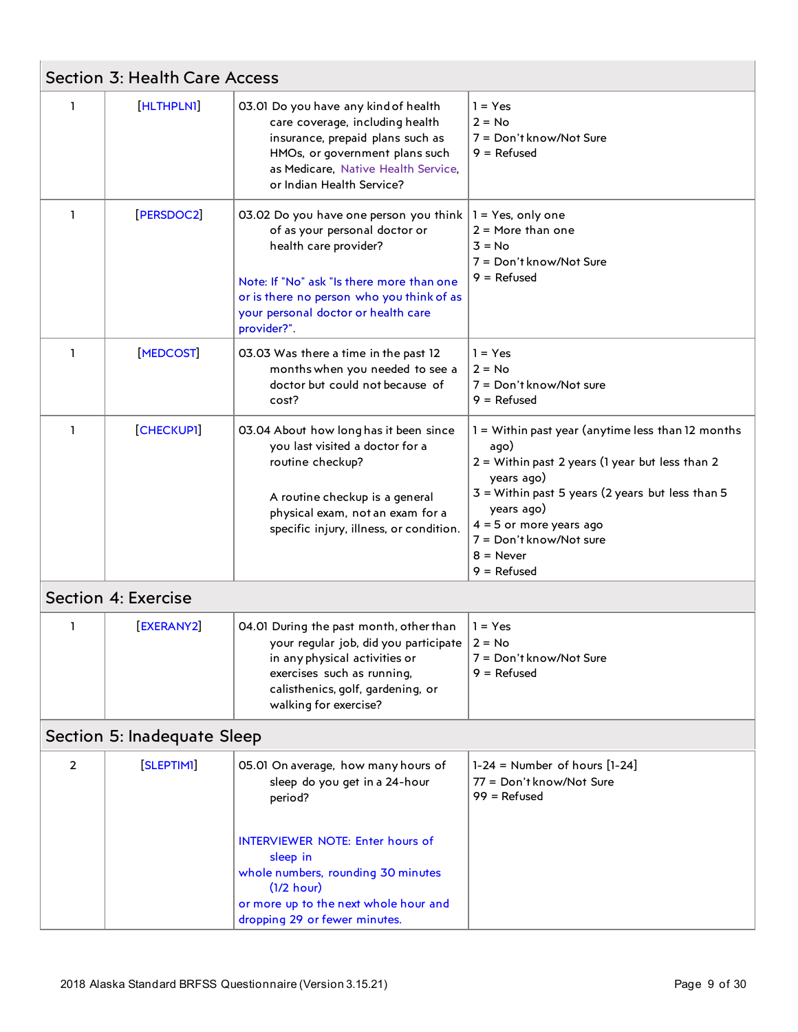## Section 3: Health Care Access

| | | | |
|---|---|---|---|
| 1 | [HLTHPLN1] | 03.01 Do you have any kind of health care coverage, including health insurance, prepaid plans such as HMOs, or government plans such as Medicare, Native Health Service, or Indian Health Service? | 1 = Yes<br>2 = No<br>7 = Don't know/Not Sure<br>9 = Refused |
| 1 | [PERSDOC2] | 03.02 Do you have one person you think of as your personal doctor or health care provider?<br><br>Note: If "No" ask "Is there more than one or is there no person who you think of as your personal doctor or health care provider?". | 1 = Yes, only one<br>2 = More than one<br>3 = No<br>7 = Don't know/Not Sure<br>9 = Refused |
| 1 | [MEDCOST] | 03.03 Was there a time in the past 12 months when you needed to see a doctor but could not because of cost? | 1 = Yes<br>2 = No<br>7 = Don't know/Not sure<br>9 = Refused |
| 1 | [CHECKUP1] | 03.04 About how long has it been since you last visited a doctor for a routine checkup?<br><br>A routine checkup is a general physical exam, not an exam for a specific injury, illness, or condition. | 1 = Within past year (anytime less than 12 months ago)<br>2 = Within past 2 years (1 year but less than 2 years ago)<br>3 = Within past 5 years (2 years but less than 5 years ago)<br>4 = 5 or more years ago<br>7 = Don't know/Not sure<br>8 = Never<br>9 = Refused |

## Section 4: Exercise

| | | | |
|---|---|---|---|
| 1 | [EXERANY2] | 04.01 During the past month, other than your regular job, did you participate in any physical activities or exercises such as running, calisthenics, golf, gardening, or walking for exercise? | 1 = Yes<br>2 = No<br>7 = Don't know/Not Sure<br>9 = Refused |

## Section 5: Inadequate Sleep

| | | | |
|---|---|---|---|
| 2 | [SLEPTIM1] | 05.01 On average, how many hours of sleep do you get in a 24-hour period?<br><br>INTERVIEWER NOTE: Enter hours of sleep in whole numbers, rounding 30 minutes (1/2 hour) or more up to the next whole hour and dropping 29 or fewer minutes. | 1-24 = Number of hours [1-24]<br>77 = Don't know/Not Sure<br>99 = Refused |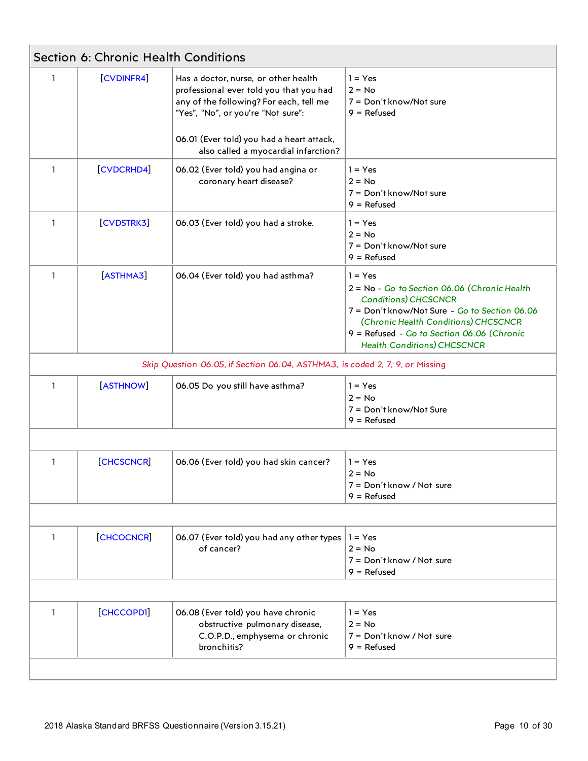## Section 6: Chronic Health Conditions

| | | | |
|---|---|---|---|
| 1 | [CVDINFR4] | Has a doctor, nurse, or other health professional ever told you that you had any of the following? For each, tell me "Yes", "No", or you're "Not sure":<br><br>06.01 (Ever told) you had a heart attack, also called a myocardial infarction? | 1 = Yes<br>2 = No<br>7 = Don't know/Not sure<br>9 = Refused |
| 1 | [CVDCRHD4] | 06.02 (Ever told) you had angina or coronary heart disease? | 1 = Yes<br>2 = No<br>7 = Don't know/Not sure<br>9 = Refused |
| 1 | [CVDSTRK3] | 06.03 (Ever told) you had a stroke. | 1 = Yes<br>2 = No<br>7 = Don't know/Not sure<br>9 = Refused |
| 1 | [ASTHMA3] | 06.04 (Ever told) you had asthma? | 1 = Yes<br>2 = No - *Go to Section 06.06 (Chronic Health Conditions) CHCSCNCR*<br>7 = Don't know/Not Sure - *Go to Section 06.06 (Chronic Health Conditions) CHCSCNCR*<br>9 = Refused - *Go to Section 06.06 (Chronic Health Conditions) CHCSCNCR* |
| *Skip Question 06.05, if Section 06.04, ASTHMA3, is coded 2, 7, 9, or Missing* | | | |
| 1 | [ASTHNOW] | 06.05 Do you still have asthma? | 1 = Yes<br>2 = No<br>7 = Don't know/Not Sure<br>9 = Refused |
| 1 | [CHCSCNCR] | 06.06 (Ever told) you had skin cancer? | 1 = Yes<br>2 = No<br>7 = Don't know / Not sure<br>9 = Refused |
| 1 | [CHCOCNCR] | 06.07 (Ever told) you had any other types of cancer? | 1 = Yes<br>2 = No<br>7 = Don't know / Not sure<br>9 = Refused |
| 1 | [CHCCOPD1] | 06.08 (Ever told) you have chronic obstructive pulmonary disease, C.O.P.D., emphysema or chronic bronchitis? | 1 = Yes<br>2 = No<br>7 = Don't know / Not sure<br>9 = Refused |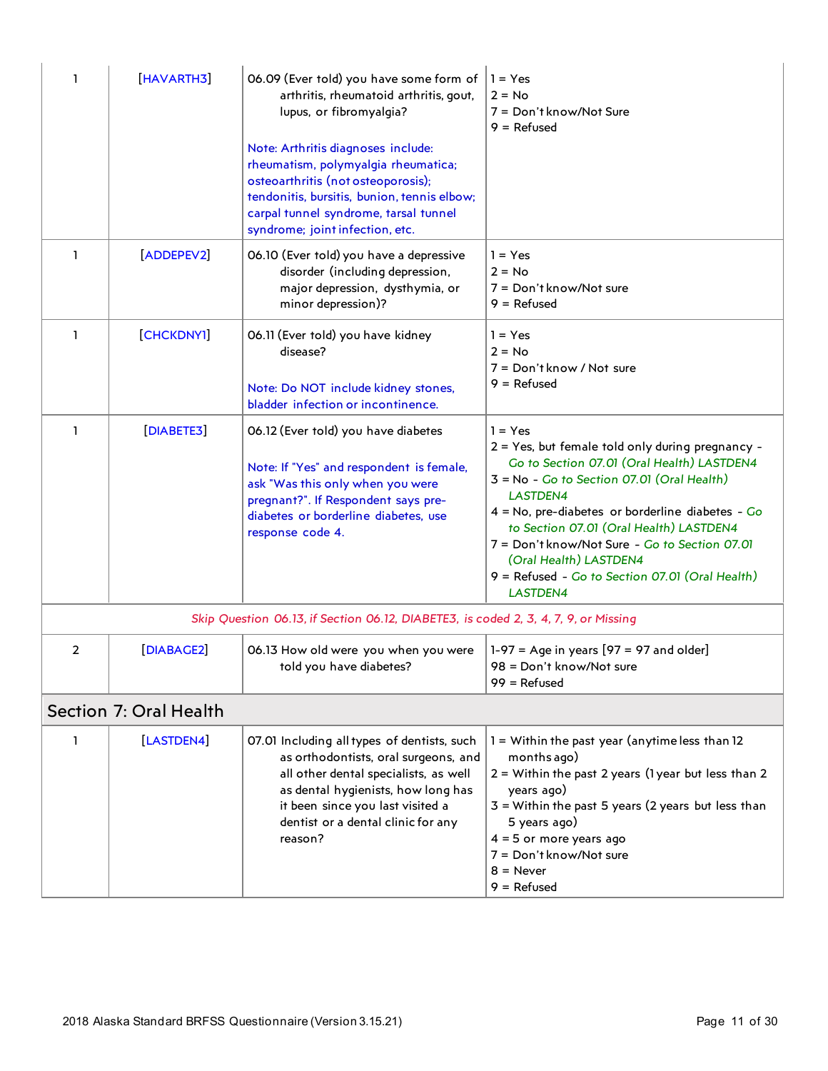| | | | |
|---|---|---|---|
| 1 | [HAVARTH3] | 06.09 (Ever told) you have some form of arthritis, rheumatoid arthritis, gout, lupus, or fibromyalgia?<br><br>Note: Arthritis diagnoses include: rheumatism, polymyalgia rheumatica; osteoarthritis (not osteoporosis); tendonitis, bursitis, bunion, tennis elbow; carpal tunnel syndrome, tarsal tunnel syndrome; joint infection, etc. | 1 = Yes<br>2 = No<br>7 = Don't know/Not Sure<br>9 = Refused |
| 1 | [ADDEPEV2] | 06.10 (Ever told) you have a depressive disorder (including depression, major depression, dysthymia, or minor depression)? | 1 = Yes<br>2 = No<br>7 = Don't know/Not sure<br>9 = Refused |
| 1 | [CHCKDNY1] | 06.11 (Ever told) you have kidney disease?<br><br>Note: Do NOT include kidney stones, bladder infection or incontinence. | 1 = Yes<br>2 = No<br>7 = Don't know / Not sure<br>9 = Refused |
| 1 | [DIABETE3] | 06.12 (Ever told) you have diabetes<br><br>Note: If "Yes" and respondent is female, ask "Was this only when you were pregnant?". If Respondent says pre-diabetes or borderline diabetes, use response code 4. | 1 = Yes<br>2 = Yes, but female told only during pregnancy - *Go to Section 07.01 (Oral Health) LASTDEN4*<br>3 = No - *Go to Section 07.01 (Oral Health) LASTDEN4*<br>4 = No, pre-diabetes or borderline diabetes - *Go to Section 07.01 (Oral Health) LASTDEN4*<br>7 = Don't know/Not Sure - *Go to Section 07.01 (Oral Health) LASTDEN4*<br>9 = Refused - *Go to Section 07.01 (Oral Health) LASTDEN4* |
| *Skip Question 06.13, if Section 06.12, DIABETE3, is coded 2, 3, 4, 7, 9, or Missing* | | | |
| 2 | [DIABAGE2] | 06.13 How old were you when you were told you have diabetes? | 1-97 = Age in years [97 = 97 and older]<br>98 = Don't know/Not sure<br>99 = Refused |

## Section 7: Oral Health

| | | | |
|---|---|---|---|
| 1 | [LASTDEN4] | 07.01 Including all types of dentists, such as orthodontists, oral surgeons, and all other dental specialists, as well as dental hygienists, how long has it been since you last visited a dentist or a dental clinic for any reason? | 1 = Within the past year (anytime less than 12 months ago)<br>2 = Within the past 2 years (1 year but less than 2 years ago)<br>3 = Within the past 5 years (2 years but less than 5 years ago)<br>4 = 5 or more years ago<br>7 = Don't know/Not sure<br>8 = Never<br>9 = Refused |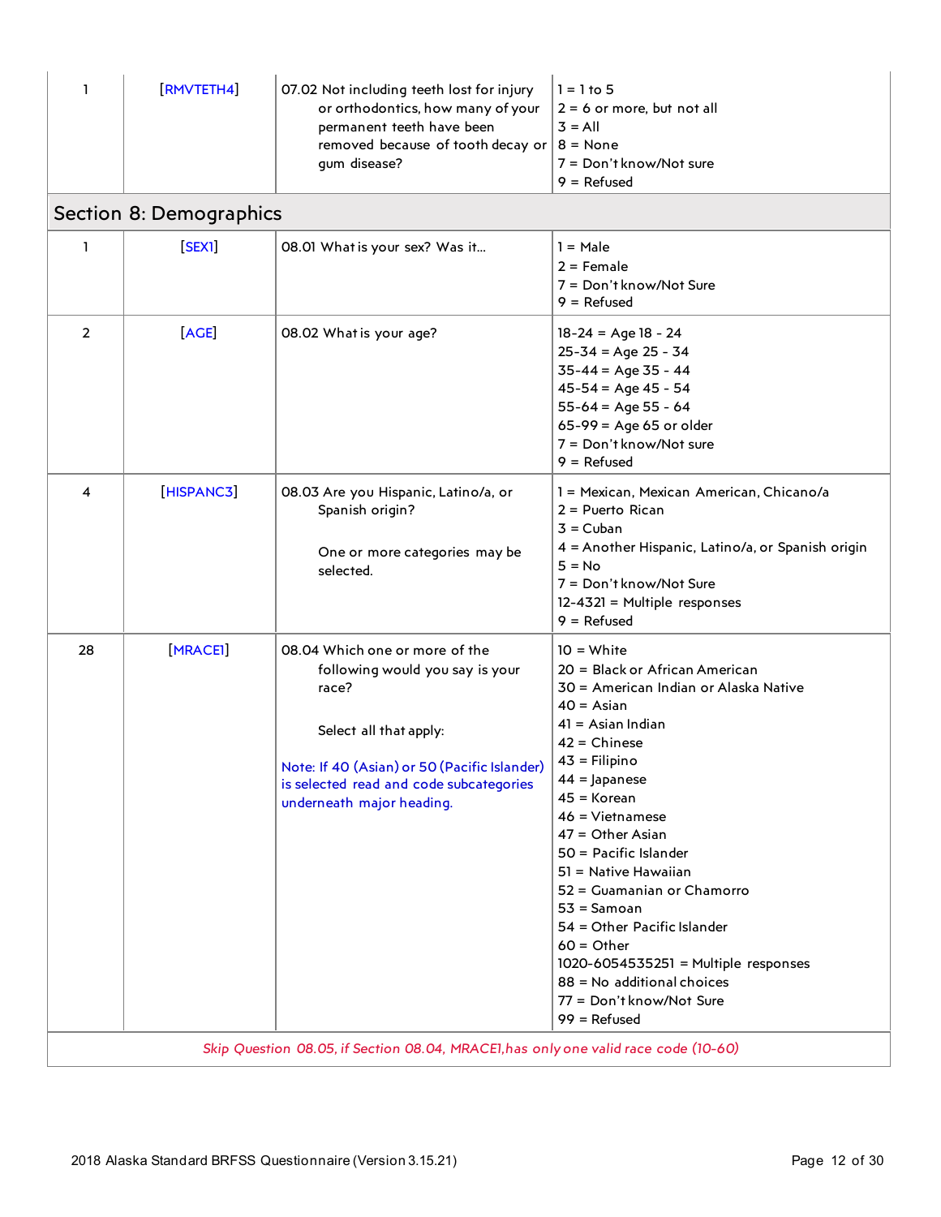| | | | |
|---|---|---|---|
| 1 | [RMVTETH4] | 07.02 Not including teeth lost for injury or orthodontics, how many of your permanent teeth have been removed because of tooth decay or gum disease? | 1 = 1 to 5<br>2 = 6 or more, but not all<br>3 = All<br>8 = None<br>7 = Don't know/Not sure<br>9 = Refused |

## Section 8: Demographics

| | | | |
|---|---|---|---|
| 1 | [SEX1] | 08.01 What is your sex? Was it… | 1 = Male<br>2 = Female<br>7 = Don't know/Not Sure<br>9 = Refused |
| 2 | [AGE] | 08.02 What is your age? | 18-24 = Age 18 - 24<br>25-34 = Age 25 - 34<br>35-44 = Age 35 - 44<br>45-54 = Age 45 - 54<br>55-64 = Age 55 - 64<br>65-99 = Age 65 or older<br>7 = Don't know/Not sure<br>9 = Refused |
| 4 | [HISPANC3] | 08.03 Are you Hispanic, Latino/a, or Spanish origin?<br><br>One or more categories may be selected. | 1 = Mexican, Mexican American, Chicano/a<br>2 = Puerto Rican<br>3 = Cuban<br>4 = Another Hispanic, Latino/a, or Spanish origin<br>5 = No<br>7 = Don't know/Not Sure<br>12-4321 = Multiple responses<br>9 = Refused |
| 28 | [MRACE1] | 08.04 Which one or more of the following would you say is your race?<br><br>Select all that apply:<br><br>Note: If 40 (Asian) or 50 (Pacific Islander) is selected read and code subcategories underneath major heading. | 10 = White<br>20 = Black or African American<br>30 = American Indian or Alaska Native<br>40 = Asian<br>41 = Asian Indian<br>42 = Chinese<br>43 = Filipino<br>44 = Japanese<br>45 = Korean<br>46 = Vietnamese<br>47 = Other Asian<br>50 = Pacific Islander<br>51 = Native Hawaiian<br>52 = Guamanian or Chamorro<br>53 = Samoan<br>54 = Other Pacific Islander<br>60 = Other<br>1020-6054535251 = Multiple responses<br>88 = No additional choices<br>77 = Don't know/Not Sure<br>99 = Refused |

*Skip Question 08.05, if Section 08.04, MRACE1,has only one valid race code (10-60)*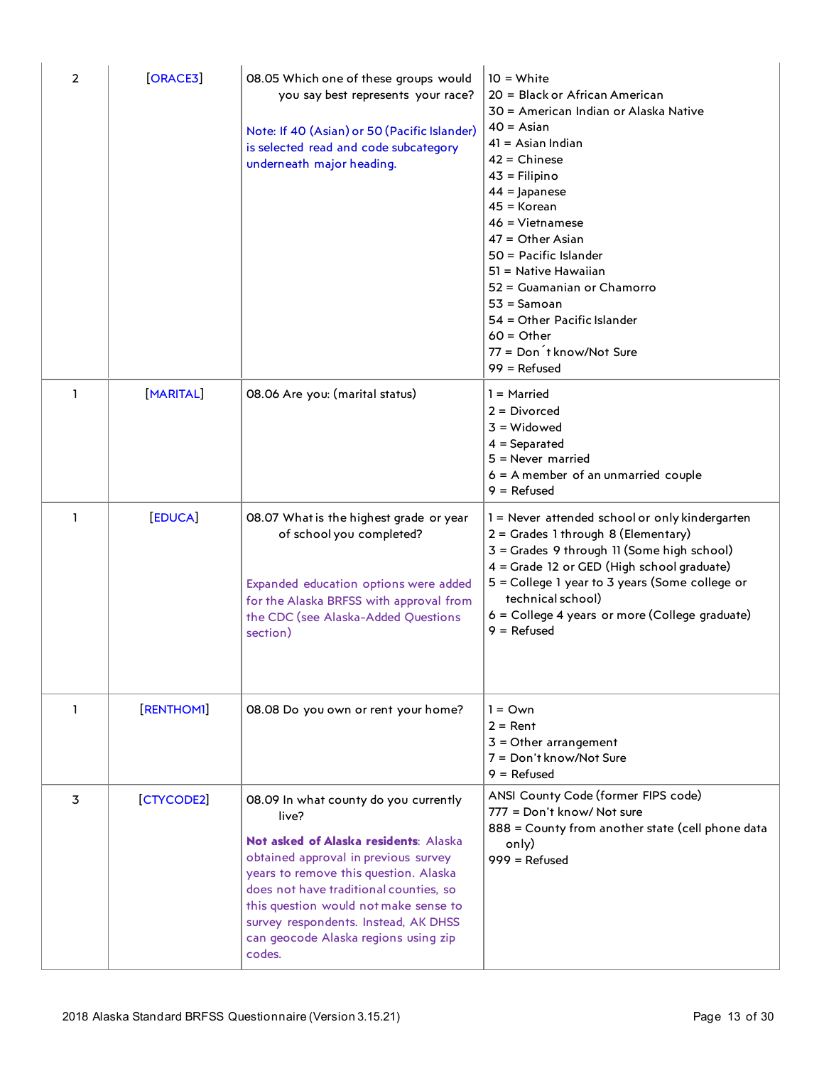| | | | |
|---|---|---|---|
| 2 | [ORACE3] | 08.05 Which one of these groups would you say best represents your race?<br><br>Note: If 40 (Asian) or 50 (Pacific Islander) is selected read and code subcategory underneath major heading. | 10 = White<br>20 = Black or African American<br>30 = American Indian or Alaska Native<br>40 = Asian<br>41 = Asian Indian<br>42 = Chinese<br>43 = Filipino<br>44 = Japanese<br>45 = Korean<br>46 = Vietnamese<br>47 = Other Asian<br>50 = Pacific Islander<br>51 = Native Hawaiian<br>52 = Guamanian or Chamorro<br>53 = Samoan<br>54 = Other Pacific Islander<br>60 = Other<br>77 = Don´t know/Not Sure<br>99 = Refused |
| 1 | [MARITAL] | 08.06 Are you: (marital status) | 1 = Married<br>2 = Divorced<br>3 = Widowed<br>4 = Separated<br>5 = Never married<br>6 = A member of an unmarried couple<br>9 = Refused |
| 1 | [EDUCA] | 08.07 What is the highest grade or year of school you completed?<br><br>Expanded education options were added for the Alaska BRFSS with approval from the CDC (see Alaska-Added Questions section) | 1 = Never attended school or only kindergarten<br>2 = Grades 1 through 8 (Elementary)<br>3 = Grades 9 through 11 (Some high school)<br>4 = Grade 12 or GED (High school graduate)<br>5 = College 1 year to 3 years (Some college or technical school)<br>6 = College 4 years or more (College graduate)<br>9 = Refused |
| 1 | [RENTHOM1] | 08.08 Do you own or rent your home? | 1 = Own<br>2 = Rent<br>3 = Other arrangement<br>7 = Don't know/Not Sure<br>9 = Refused |
| 3 | [CTYCODE2] | 08.09 In what county do you currently live?<br><br>**Not asked of Alaska residents**: Alaska obtained approval in previous survey years to remove this question. Alaska does not have traditional counties, so this question would not make sense to survey respondents. Instead, AK DHSS can geocode Alaska regions using zip codes. | ANSI County Code (former FIPS code)<br>777 = Don't know/ Not sure<br>888 = County from another state (cell phone data only)<br>999 = Refused |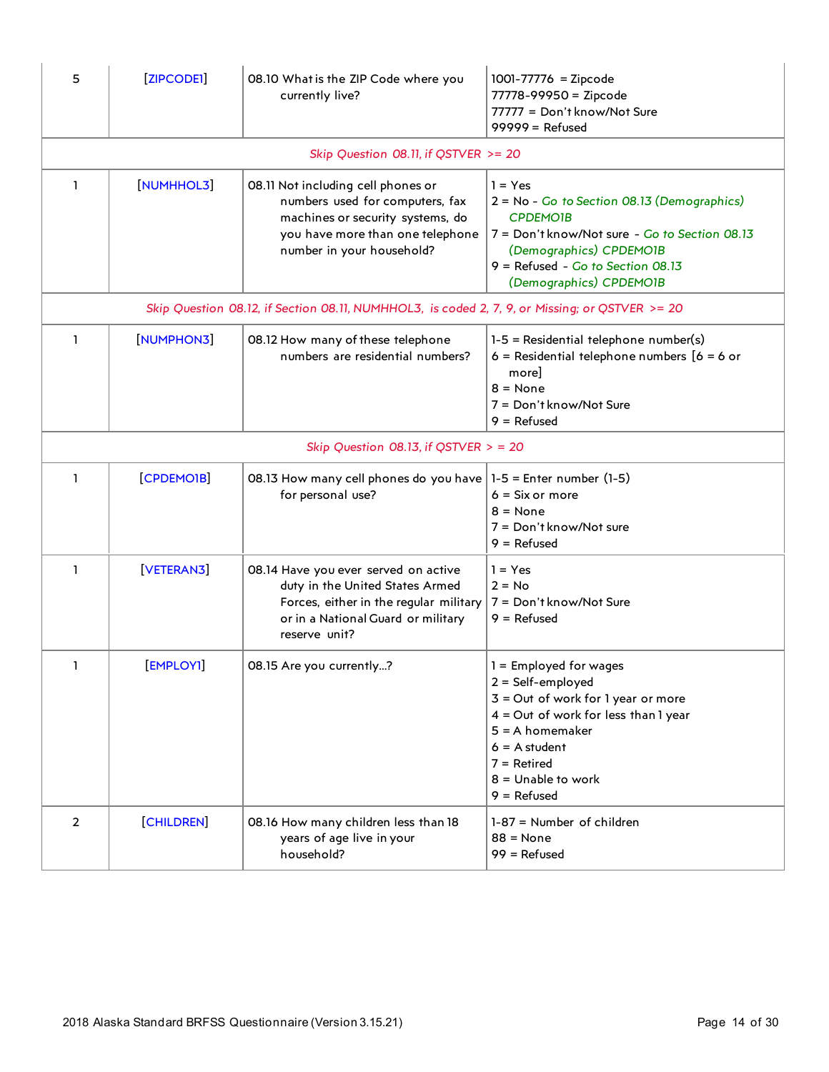| | | | |
|---|---|---|---|
| 5 | [ZIPCODE1] | 08.10 What is the ZIP Code where you currently live? | 1001-77776 = Zipcode<br>77778-99950 = Zipcode<br>77777 = Don't know/Not Sure<br>99999 = Refused |
| *Skip Question 08.11, if QSTVER >= 20* | | | |
| 1 | [NUMHHOL3] | 08.11 Not including cell phones or numbers used for computers, fax machines or security systems, do you have more than one telephone number in your household? | 1 = Yes<br>2 = No - *Go to Section 08.13 (Demographics) CPDEMO1B*<br>7 = Don't know/Not sure - *Go to Section 08.13 (Demographics) CPDEMO1B*<br>9 = Refused - *Go to Section 08.13 (Demographics) CPDEMO1B* |
| *Skip Question 08.12, if Section 08.11, NUMHHOL3, is coded 2, 7, 9, or Missing; or QSTVER >= 20* | | | |
| 1 | [NUMPHON3] | 08.12 How many of these telephone numbers are residential numbers? | 1-5 = Residential telephone number(s)<br>6 = Residential telephone numbers [6 = 6 or more]<br>8 = None<br>7 = Don't know/Not Sure<br>9 = Refused |
| *Skip Question 08.13, if QSTVER > = 20* | | | |
| 1 | [CPDEMO1B] | 08.13 How many cell phones do you have for personal use? | 1-5 = Enter number (1-5)<br>6 = Six or more<br>8 = None<br>7 = Don't know/Not sure<br>9 = Refused |
| 1 | [VETERAN3] | 08.14 Have you ever served on active duty in the United States Armed Forces, either in the regular military or in a National Guard or military reserve unit? | 1 = Yes<br>2 = No<br>7 = Don't know/Not Sure<br>9 = Refused |
| 1 | [EMPLOY1] | 08.15 Are you currently...? | 1 = Employed for wages<br>2 = Self-employed<br>3 = Out of work for 1 year or more<br>4 = Out of work for less than 1 year<br>5 = A homemaker<br>6 = A student<br>7 = Retired<br>8 = Unable to work<br>9 = Refused |
| 2 | [CHILDREN] | 08.16 How many children less than 18 years of age live in your household? | 1-87 = Number of children<br>88 = None<br>99 = Refused |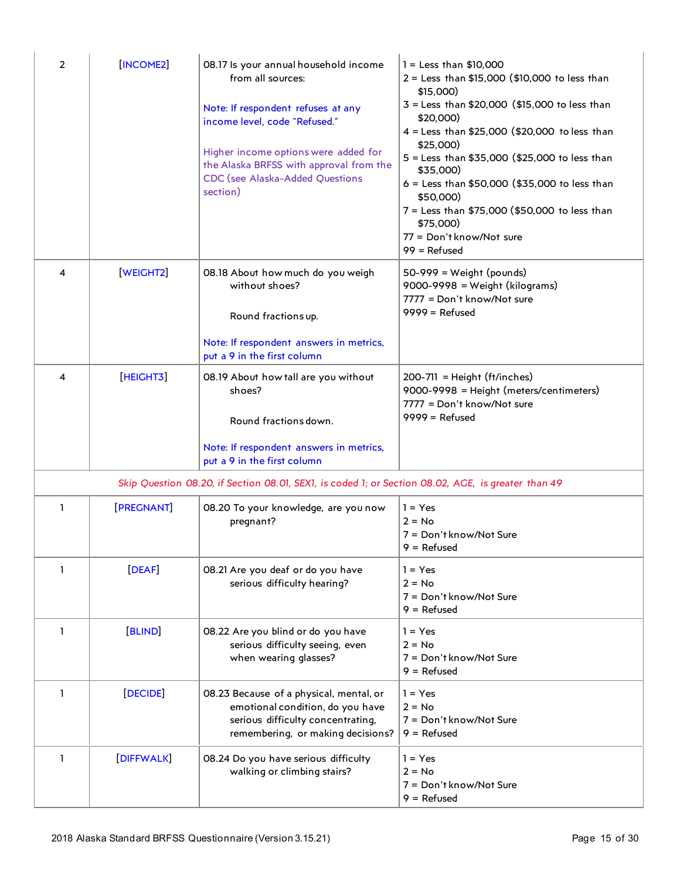| | | | |
|---|---|---|---|
| 2 | [INCOME2] | 08.17 Is your annual household income from all sources:<br><br>Note: If respondent refuses at any income level, code "Refused."<br><br>Higher income options were added for the Alaska BRFSS with approval from the CDC (see Alaska-Added Questions section) | 1 = Less than $10,000<br>2 = Less than $15,000 ($10,000 to less than $15,000)<br>3 = Less than $20,000 ($15,000 to less than $20,000)<br>4 = Less than $25,000 ($20,000 to less than $25,000)<br>5 = Less than $35,000 ($25,000 to less than $35,000)<br>6 = Less than $50,000 ($35,000 to less than $50,000)<br>7 = Less than $75,000 ($50,000 to less than $75,000)<br>77 = Don't know/Not sure<br>99 = Refused |
| 4 | [WEIGHT2] | 08.18 About how much do you weigh without shoes?<br><br>Round fractions up.<br><br>Note: If respondent answers in metrics, put a 9 in the first column | 50-999 = Weight (pounds)<br>9000-9998 = Weight (kilograms)<br>7777 = Don't know/Not sure<br>9999 = Refused |
| 4 | [HEIGHT3] | 08.19 About how tall are you without shoes?<br><br>Round fractions down.<br><br>Note: If respondent answers in metrics, put a 9 in the first column | 200-711 = Height (ft/inches)<br>9000-9998 = Height (meters/centimeters)<br>7777 = Don't know/Not sure<br>9999 = Refused |
| *Skip Question 08.20, if Section 08.01, SEX1, is coded 1; or Section 08.02, AGE, is greater than 49* | | | |
| 1 | [PREGNANT] | 08.20 To your knowledge, are you now pregnant? | 1 = Yes<br>2 = No<br>7 = Don't know/Not Sure<br>9 = Refused |
| 1 | [DEAF] | 08.21 Are you deaf or do you have serious difficulty hearing? | 1 = Yes<br>2 = No<br>7 = Don't know/Not Sure<br>9 = Refused |
| 1 | [BLIND] | 08.22 Are you blind or do you have serious difficulty seeing, even when wearing glasses? | 1 = Yes<br>2 = No<br>7 = Don't know/Not Sure<br>9 = Refused |
| 1 | [DECIDE] | 08.23 Because of a physical, mental, or emotional condition, do you have serious difficulty concentrating, remembering, or making decisions? | 1 = Yes<br>2 = No<br>7 = Don't know/Not Sure<br>9 = Refused |
| 1 | [DIFFWALK] | 08.24 Do you have serious difficulty walking or climbing stairs? | 1 = Yes<br>2 = No<br>7 = Don't know/Not Sure<br>9 = Refused |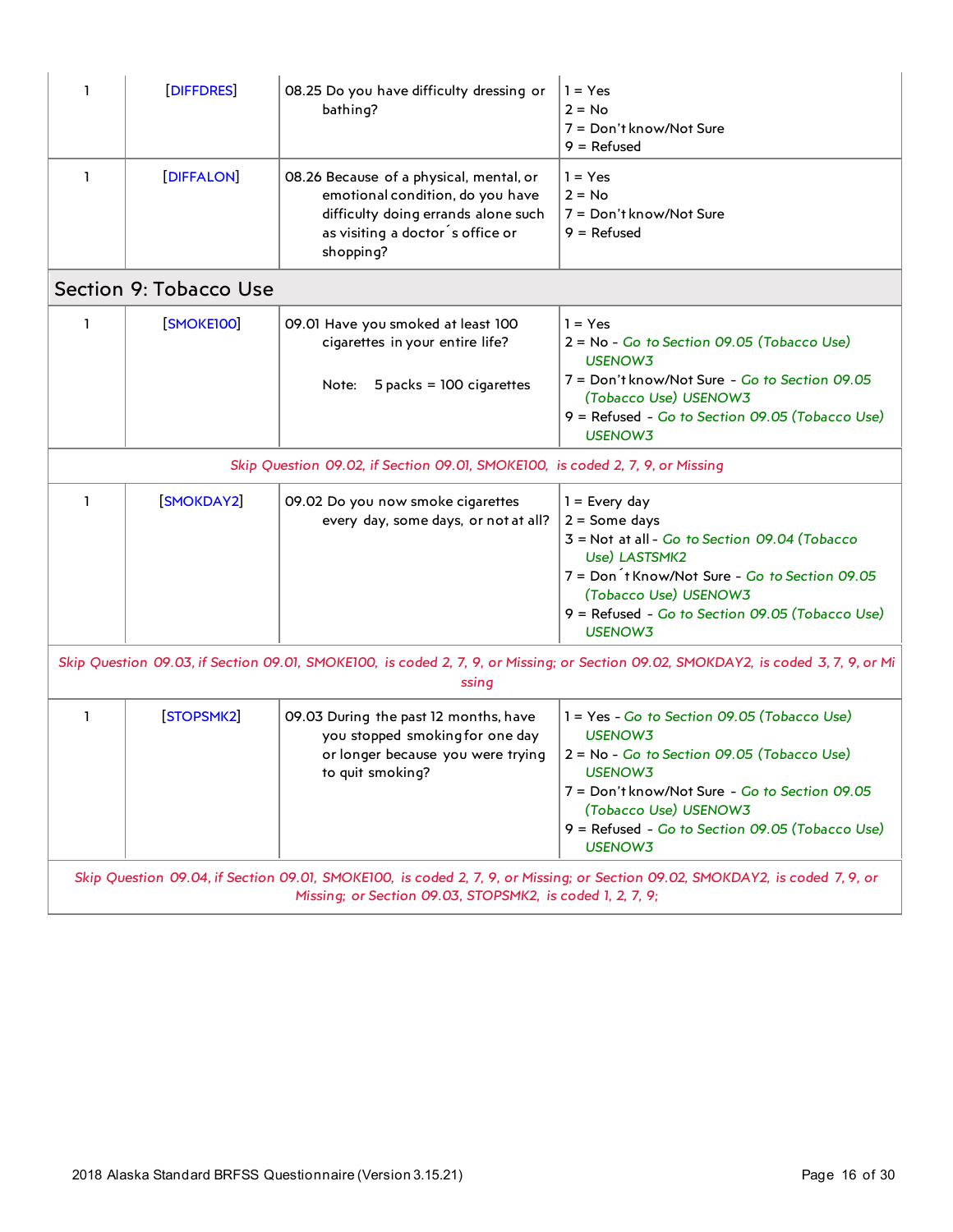| | | | |
|---|---|---|---|
| 1 | [DIFFDRES] | 08.25 Do you have difficulty dressing or bathing? | 1 = Yes<br>2 = No<br>7 = Don't know/Not Sure<br>9 = Refused |
| 1 | [DIFFALON] | 08.26 Because of a physical, mental, or emotional condition, do you have difficulty doing errands alone such as visiting a doctor´s office or shopping? | 1 = Yes<br>2 = No<br>7 = Don't know/Not Sure<br>9 = Refused |

## Section 9: Tobacco Use

| | | | |
|---|---|---|---|
| 1 | [SMOKE100] | 09.01 Have you smoked at least 100 cigarettes in your entire life?<br><br>Note: 5 packs = 100 cigarettes | 1 = Yes<br>2 = No - *Go to Section 09.05 (Tobacco Use) USENOW3*<br>7 = Don't know/Not Sure - *Go to Section 09.05 (Tobacco Use) USENOW3*<br>9 = Refused - *Go to Section 09.05 (Tobacco Use) USENOW3* |
| *Skip Question 09.02, if Section 09.01, SMOKE100, is coded 2, 7, 9, or Missing* | | | |
| 1 | [SMOKDAY2] | 09.02 Do you now smoke cigarettes every day, some days, or not at all? | 1 = Every day<br>2 = Some days<br>3 = Not at all - *Go to Section 09.04 (Tobacco Use) LASTSMK2*<br>7 = Don´t Know/Not Sure - *Go to Section 09.05 (Tobacco Use) USENOW3*<br>9 = Refused - *Go to Section 09.05 (Tobacco Use) USENOW3* |
| *Skip Question 09.03, if Section 09.01, SMOKE100, is coded 2, 7, 9, or Missing; or Section 09.02, SMOKDAY2, is coded 3, 7, 9, or Missing* | | | |
| 1 | [STOPSMK2] | 09.03 During the past 12 months, have you stopped smoking for one day or longer because you were trying to quit smoking? | 1 = Yes - *Go to Section 09.05 (Tobacco Use) USENOW3*<br>2 = No - *Go to Section 09.05 (Tobacco Use) USENOW3*<br>7 = Don't know/Not Sure - *Go to Section 09.05 (Tobacco Use) USENOW3*<br>9 = Refused - *Go to Section 09.05 (Tobacco Use) USENOW3* |
| *Skip Question 09.04, if Section 09.01, SMOKE100, is coded 2, 7, 9, or Missing; or Section 09.02, SMOKDAY2, is coded 7, 9, or Missing; or Section 09.03, STOPSMK2, is coded 1, 2, 7, 9;* | | | |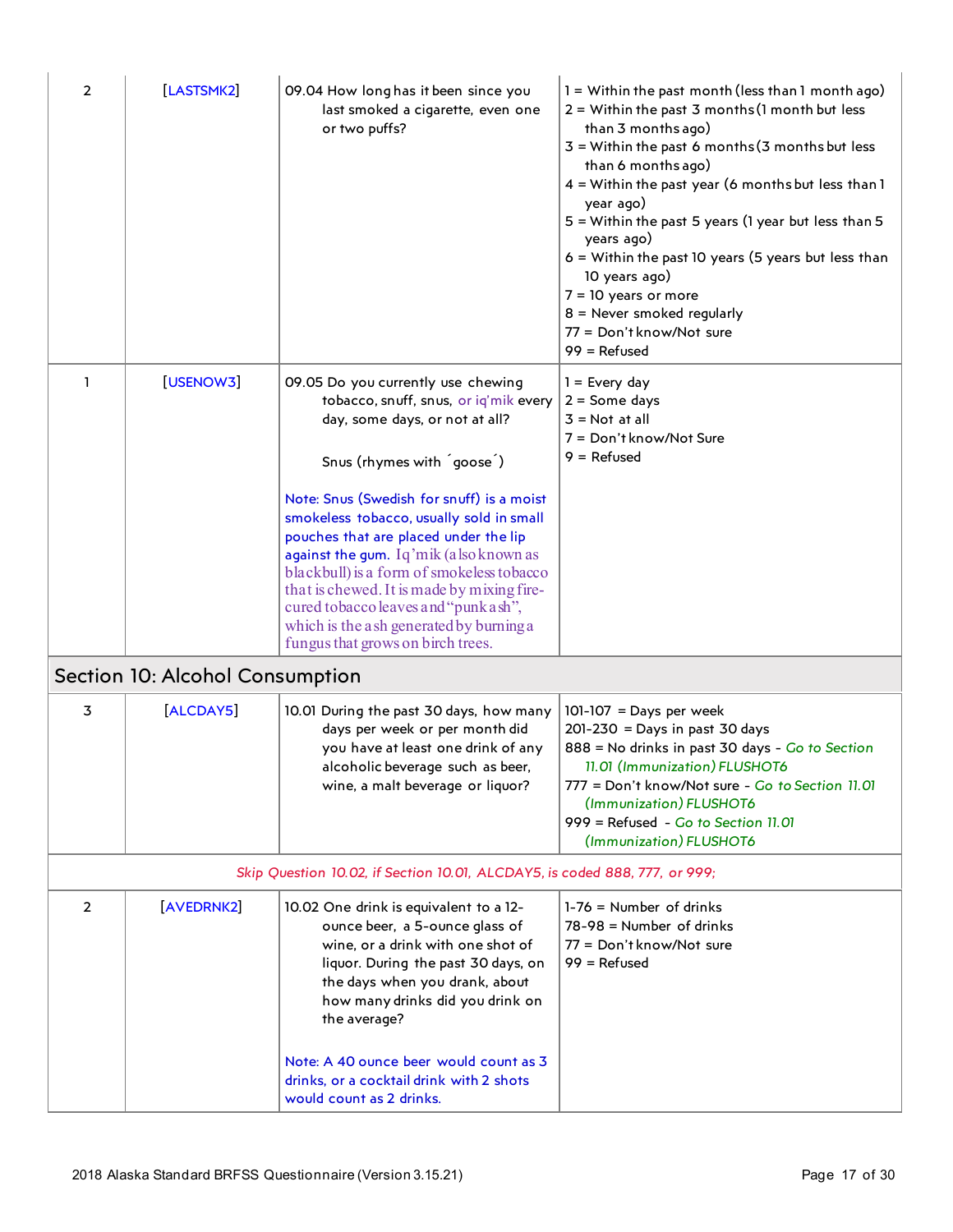| | | | |
|---|---|---|---|
| 2 | [LASTSMK2] | 09.04 How long has it been since you last smoked a cigarette, even one or two puffs? | 1 = Within the past month (less than 1 month ago)<br>2 = Within the past 3 months (1 month but less than 3 months ago)<br>3 = Within the past 6 months (3 months but less than 6 months ago)<br>4 = Within the past year (6 months but less than 1 year ago)<br>5 = Within the past 5 years (1 year but less than 5 years ago)<br>6 = Within the past 10 years (5 years but less than 10 years ago)<br>7 = 10 years or more<br>8 = Never smoked regularly<br>77 = Don't know/Not sure<br>99 = Refused |
| 1 | [USENOW3] | 09.05 Do you currently use chewing tobacco, snuff, snus, or iq'mik every day, some days, or not at all?<br><br>Snus (rhymes with ´goose´)<br><br>Note: Snus (Swedish for snuff) is a moist smokeless tobacco, usually sold in small pouches that are placed under the lip against the gum. Iq'mik (also known as blackbull) is a form of smokeless tobacco that is chewed. It is made by mixing fire-cured tobacco leaves and "punk ash", which is the ash generated by burning a fungus that grows on birch trees. | 1 = Every day<br>2 = Some days<br>3 = Not at all<br>7 = Don't know/Not Sure<br>9 = Refused |

## Section 10: Alcohol Consumption

| | | | |
|---|---|---|---|
| 3 | [ALCDAY5] | 10.01 During the past 30 days, how many days per week or per month did you have at least one drink of any alcoholic beverage such as beer, wine, a malt beverage or liquor? | 101-107 = Days per week<br>201-230 = Days in past 30 days<br>888 = No drinks in past 30 days - *Go to Section 11.01 (Immunization) FLUSHOT6*<br>777 = Don't know/Not sure - *Go to Section 11.01 (Immunization) FLUSHOT6*<br>999 = Refused - *Go to Section 11.01 (Immunization) FLUSHOT6* |
| | | *Skip Question 10.02, if Section 10.01, ALCDAY5, is coded 888, 777, or 999;* | |
| 2 | [AVEDRNK2] | 10.02 One drink is equivalent to a 12-ounce beer, a 5-ounce glass of wine, or a drink with one shot of liquor. During the past 30 days, on the days when you drank, about how many drinks did you drink on the average?<br><br>Note: A 40 ounce beer would count as 3 drinks, or a cocktail drink with 2 shots would count as 2 drinks. | 1-76 = Number of drinks<br>78-98 = Number of drinks<br>77 = Don't know/Not sure<br>99 = Refused |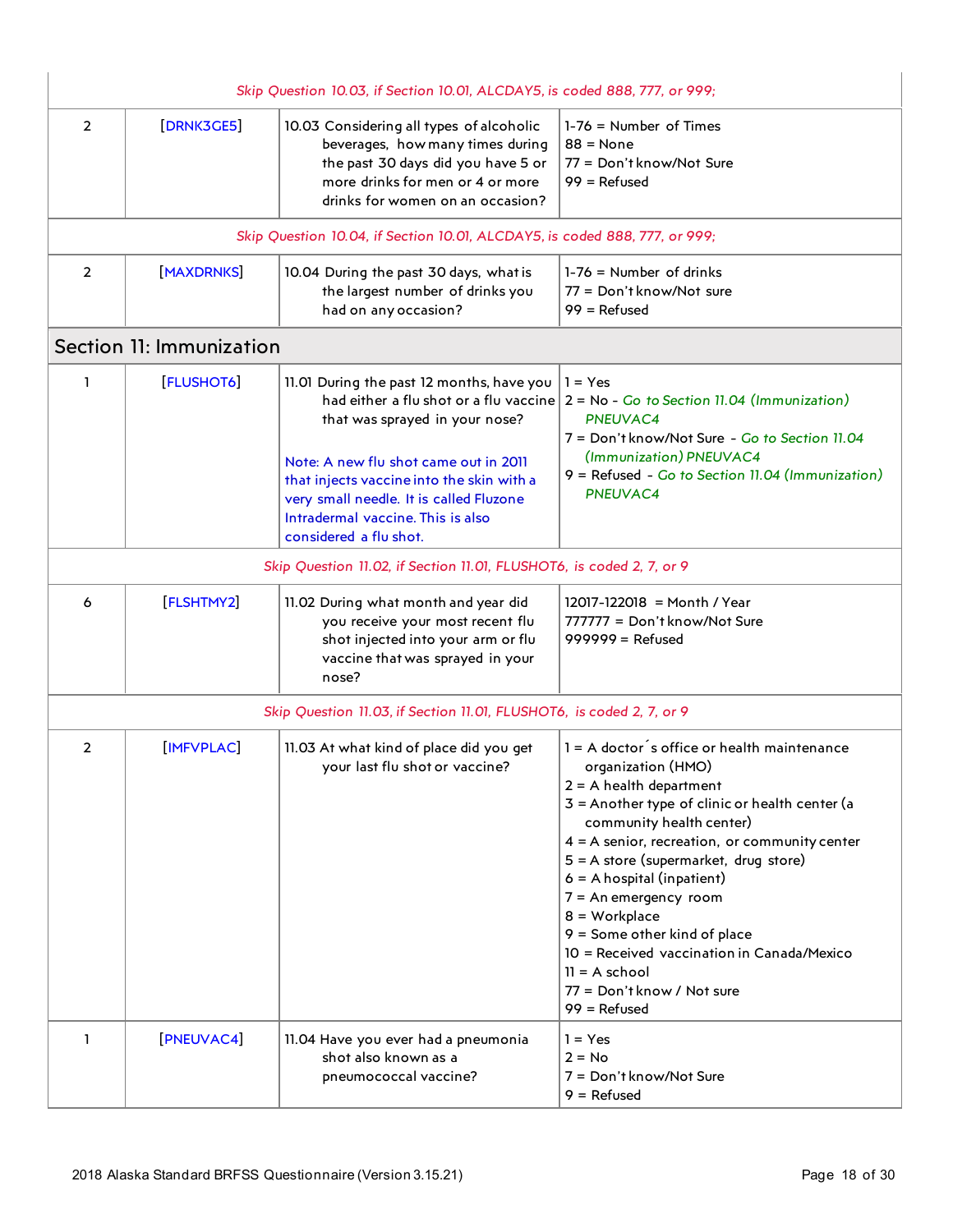| | | | |
|---|---|---|---|
| *Skip Question 10.03, if Section 10.01, ALCDAY5, is coded 888, 777, or 999;* | | | |
| 2 | [DRNK3GE5] | 10.03 Considering all types of alcoholic beverages, how many times during the past 30 days did you have 5 or more drinks for men or 4 or more drinks for women on an occasion? | 1-76 = Number of Times<br>88 = None<br>77 = Don't know/Not Sure<br>99 = Refused |
| *Skip Question 10.04, if Section 10.01, ALCDAY5, is coded 888, 777, or 999;* | | | |
| 2 | [MAXDRNKS] | 10.04 During the past 30 days, what is the largest number of drinks you had on any occasion? | 1-76 = Number of drinks<br>77 = Don't know/Not sure<br>99 = Refused |

## Section 11: Immunization

| | | | |
|---|---|---|---|
| 1 | [FLUSHOT6] | 11.01 During the past 12 months, have you had either a flu shot or a flu vaccine that was sprayed in your nose?<br><br>Note: A new flu shot came out in 2011 that injects vaccine into the skin with a very small needle. It is called Fluzone Intradermal vaccine. This is also considered a flu shot. | 1 = Yes<br>2 = No - *Go to Section 11.04 (Immunization) PNEUVAC4*<br>7 = Don't know/Not Sure - *Go to Section 11.04 (Immunization) PNEUVAC4*<br>9 = Refused - *Go to Section 11.04 (Immunization) PNEUVAC4* |
| *Skip Question 11.02, if Section 11.01, FLUSHOT6, is coded 2, 7, or 9* | | | |
| 6 | [FLSHTMY2] | 11.02 During what month and year did you receive your most recent flu shot injected into your arm or flu vaccine that was sprayed in your nose? | 12017-122018 = Month / Year<br>777777 = Don't know/Not Sure<br>999999 = Refused |
| *Skip Question 11.03, if Section 11.01, FLUSHOT6, is coded 2, 7, or 9* | | | |
| 2 | [IMFVPLAC] | 11.03 At what kind of place did you get your last flu shot or vaccine? | 1 = A doctor´s office or health maintenance organization (HMO)<br>2 = A health department<br>3 = Another type of clinic or health center (a community health center)<br>4 = A senior, recreation, or community center<br>5 = A store (supermarket, drug store)<br>6 = A hospital (inpatient)<br>7 = An emergency room<br>8 = Workplace<br>9 = Some other kind of place<br>10 = Received vaccination in Canada/Mexico<br>11 = A school<br>77 = Don't know / Not sure<br>99 = Refused |
| 1 | [PNEUVAC4] | 11.04 Have you ever had a pneumonia shot also known as a pneumococcal vaccine? | 1 = Yes<br>2 = No<br>7 = Don't know/Not Sure<br>9 = Refused |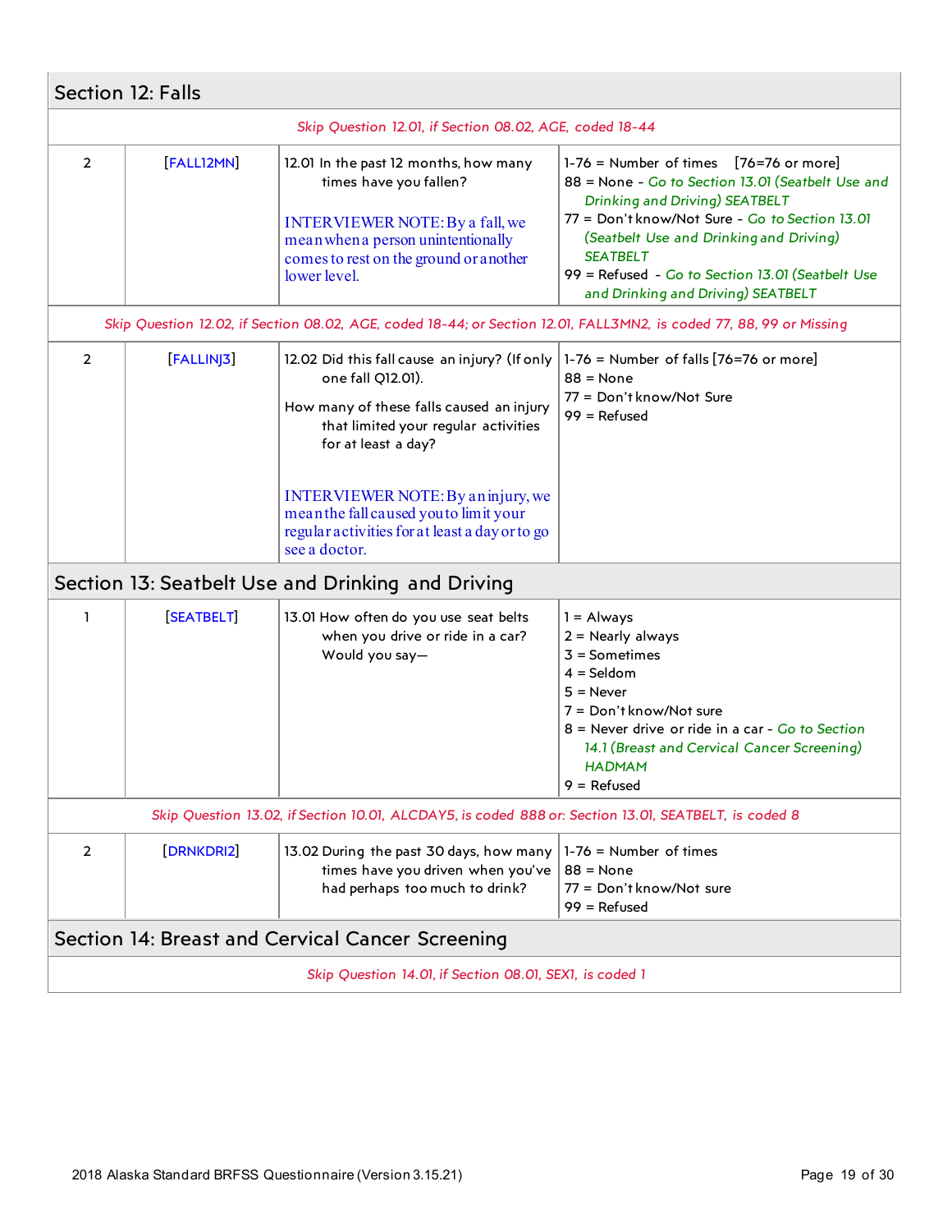## Section 12: Falls

*Skip Question 12.01, if Section 08.02, AGE, coded 18-44*

| | | | |
|---|---|---|---|
| 2 | [FALL12MN] | 12.01 In the past 12 months, how many times have you fallen?<br><br>INTERVIEWER NOTE: By a fall, we mean when a person unintentionally comes to rest on the ground or another lower level. | 1-76 = Number of times [76=76 or more]<br>88 = None - *Go to Section 13.01 (Seatbelt Use and Drinking and Driving) SEATBELT*<br>77 = Don't know/Not Sure - *Go to Section 13.01 (Seatbelt Use and Drinking and Driving) SEATBELT*<br>99 = Refused - *Go to Section 13.01 (Seatbelt Use and Drinking and Driving) SEATBELT* |

*Skip Question 12.02, if Section 08.02, AGE, coded 18-44; or Section 12.01, FALL3MN2, is coded 77, 88, 99 or Missing*

| | | | |
|---|---|---|---|
| 2 | [FALLINJ3] | 12.02 Did this fall cause an injury? (If only one fall Q12.01).<br><br>How many of these falls caused an injury that limited your regular activities for at least a day?<br><br>INTERVIEWER NOTE: By an injury, we mean the fall caused you to limit your regular activities for at least a day or to go see a doctor. | 1-76 = Number of falls [76=76 or more]<br>88 = None<br>77 = Don't know/Not Sure<br>99 = Refused |

## Section 13: Seatbelt Use and Drinking and Driving

| | | | |
|---|---|---|---|
| 1 | [SEATBELT] | 13.01 How often do you use seat belts when you drive or ride in a car? Would you say— | 1 = Always<br>2 = Nearly always<br>3 = Sometimes<br>4 = Seldom<br>5 = Never<br>7 = Don't know/Not sure<br>8 = Never drive or ride in a car - *Go to Section 14.1 (Breast and Cervical Cancer Screening) HADMAM*<br>9 = Refused |

*Skip Question 13.02, if Section 10.01, ALCDAY5, is coded 888 or: Section 13.01, SEATBELT, is coded 8*

| | | | |
|---|---|---|---|
| 2 | [DRNKDRI2] | 13.02 During the past 30 days, how many times have you driven when you've had perhaps too much to drink? | 1-76 = Number of times<br>88 = None<br>77 = Don't know/Not sure<br>99 = Refused |

## Section 14: Breast and Cervical Cancer Screening

*Skip Question 14.01, if Section 08.01, SEX1, is coded 1*

2018 Alaska Standard BRFSS Questionnaire (Version 3.15.21)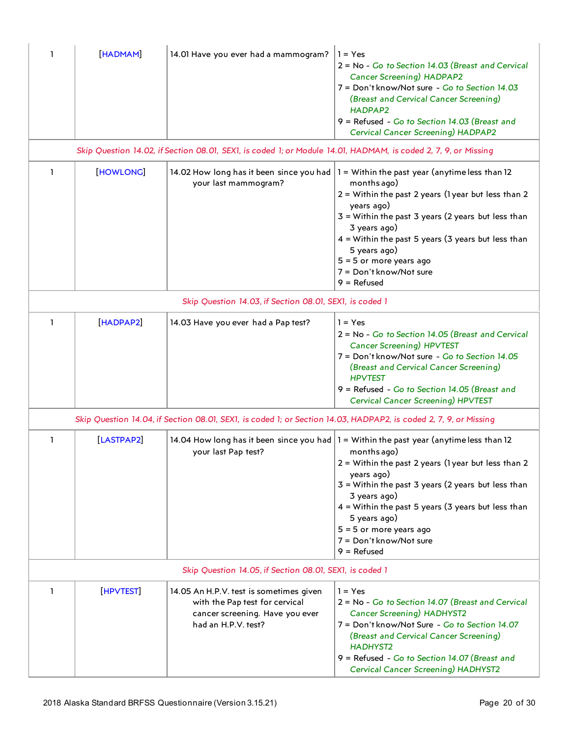| | | | |
|---|---|---|---|
| 1 | [HADMAM] | 14.01 Have you ever had a mammogram? | 1 = Yes<br>2 = No - *Go to Section 14.03 (Breast and Cervical Cancer Screening) HADPAP2*<br>7 = Don't know/Not sure - *Go to Section 14.03 (Breast and Cervical Cancer Screening) HADPAP2*<br>9 = Refused - *Go to Section 14.03 (Breast and Cervical Cancer Screening) HADPAP2* |
| *Skip Question 14.02, if Section 08.01, SEX1, is coded 1; or Module 14.01, HADMAM, is coded 2, 7, 9, or Missing* | | | |
| 1 | [HOWLONG] | 14.02 How long has it been since you had your last mammogram? | 1 = Within the past year (anytime less than 12 months ago)<br>2 = Within the past 2 years (1 year but less than 2 years ago)<br>3 = Within the past 3 years (2 years but less than 3 years ago)<br>4 = Within the past 5 years (3 years but less than 5 years ago)<br>5 = 5 or more years ago<br>7 = Don't know/Not sure<br>9 = Refused |
| *Skip Question 14.03, if Section 08.01, SEX1, is coded 1* | | | |
| 1 | [HADPAP2] | 14.03 Have you ever had a Pap test? | 1 = Yes<br>2 = No - *Go to Section 14.05 (Breast and Cervical Cancer Screening) HPVTEST*<br>7 = Don't know/Not sure - *Go to Section 14.05 (Breast and Cervical Cancer Screening) HPVTEST*<br>9 = Refused - *Go to Section 14.05 (Breast and Cervical Cancer Screening) HPVTEST* |
| *Skip Question 14.04, if Section 08.01, SEX1, is coded 1; or Section 14.03, HADPAP2, is coded 2, 7, 9, or Missing* | | | |
| 1 | [LASTPAP2] | 14.04 How long has it been since you had your last Pap test? | 1 = Within the past year (anytime less than 12 months ago)<br>2 = Within the past 2 years (1 year but less than 2 years ago)<br>3 = Within the past 3 years (2 years but less than 3 years ago)<br>4 = Within the past 5 years (3 years but less than 5 years ago)<br>5 = 5 or more years ago<br>7 = Don't know/Not sure<br>9 = Refused |
| *Skip Question 14.05, if Section 08.01, SEX1, is coded 1* | | | |
| 1 | [HPVTEST] | 14.05 An H.P.V. test is sometimes given with the Pap test for cervical cancer screening. Have you ever had an H.P.V. test? | 1 = Yes<br>2 = No - *Go to Section 14.07 (Breast and Cervical Cancer Screening) HADHYST2*<br>7 = Don't know/Not Sure - *Go to Section 14.07 (Breast and Cervical Cancer Screening) HADHYST2*<br>9 = Refused - *Go to Section 14.07 (Breast and Cervical Cancer Screening) HADHYST2* |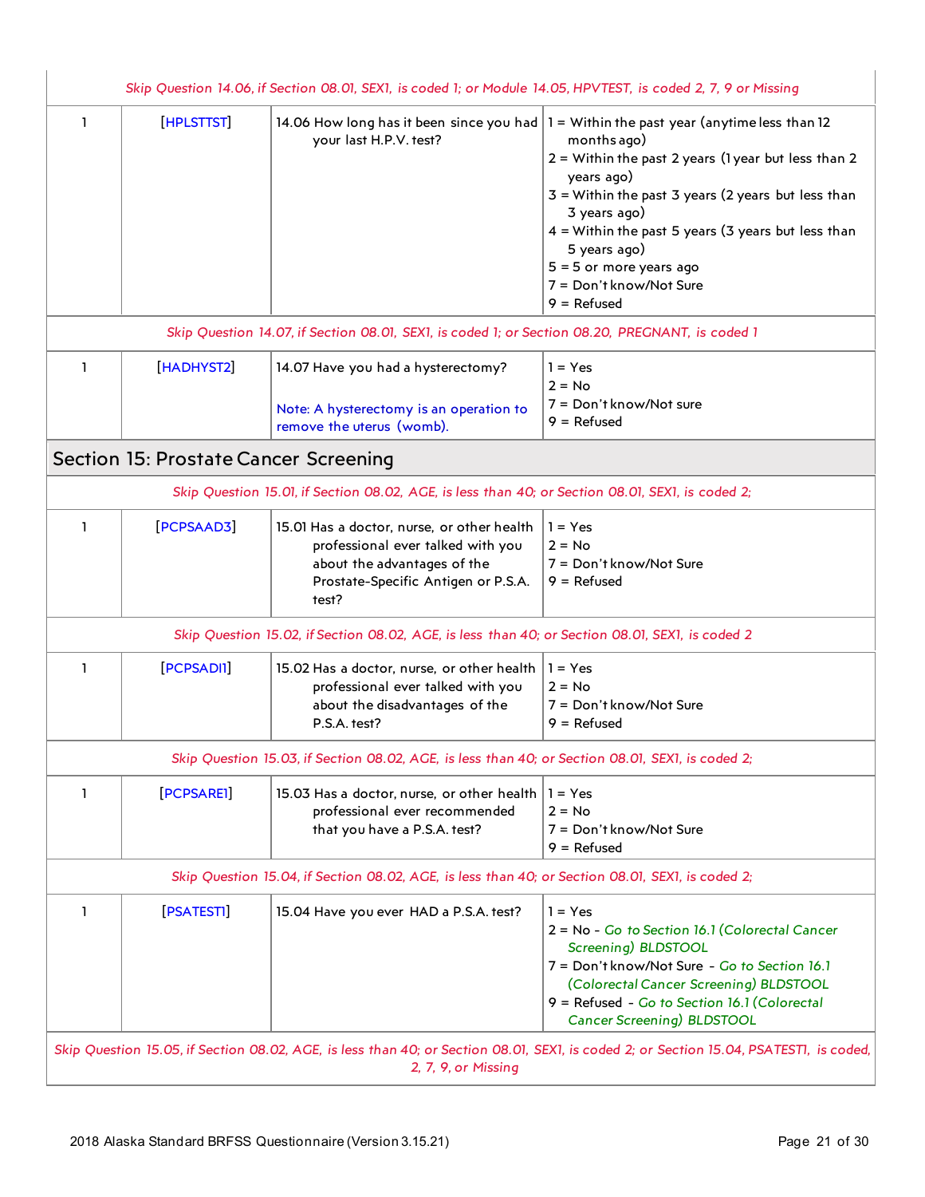| | | | |
|---|---|---|---|
| *Skip Question 14.06, if Section 08.01, SEX1, is coded 1; or Module 14.05, HPVTEST, is coded 2, 7, 9 or Missing* | | | |
| 1 | [HPLSTTST] | 14.06 How long has it been since you had your last H.P.V. test? | 1 = Within the past year (anytime less than 12 months ago)<br>2 = Within the past 2 years (1 year but less than 2 years ago)<br>3 = Within the past 3 years (2 years but less than 3 years ago)<br>4 = Within the past 5 years (3 years but less than 5 years ago)<br>5 = 5 or more years ago<br>7 = Don't know/Not Sure<br>9 = Refused |
| *Skip Question 14.07, if Section 08.01, SEX1, is coded 1; or Section 08.20, PREGNANT, is coded 1* | | | |
| 1 | [HADHYST2] | 14.07 Have you had a hysterectomy?<br><br>Note: A hysterectomy is an operation to remove the uterus (womb). | 1 = Yes<br>2 = No<br>7 = Don't know/Not sure<br>9 = Refused |

## Section 15: Prostate Cancer Screening

| | | | |
|---|---|---|---|
| *Skip Question 15.01, if Section 08.02, AGE, is less than 40; or Section 08.01, SEX1, is coded 2;* | | | |
| 1 | [PCPSAAD3] | 15.01 Has a doctor, nurse, or other health professional ever talked with you about the advantages of the Prostate-Specific Antigen or P.S.A. test? | 1 = Yes<br>2 = No<br>7 = Don't know/Not Sure<br>9 = Refused |
| *Skip Question 15.02, if Section 08.02, AGE, is less than 40; or Section 08.01, SEX1, is coded 2* | | | |
| 1 | [PCPSADI1] | 15.02 Has a doctor, nurse, or other health professional ever talked with you about the disadvantages of the P.S.A. test? | 1 = Yes<br>2 = No<br>7 = Don't know/Not Sure<br>9 = Refused |
| *Skip Question 15.03, if Section 08.02, AGE, is less than 40; or Section 08.01, SEX1, is coded 2;* | | | |
| 1 | [PCPSARE1] | 15.03 Has a doctor, nurse, or other health professional ever recommended that you have a P.S.A. test? | 1 = Yes<br>2 = No<br>7 = Don't know/Not Sure<br>9 = Refused |
| *Skip Question 15.04, if Section 08.02, AGE, is less than 40; or Section 08.01, SEX1, is coded 2;* | | | |
| 1 | [PSATEST1] | 15.04 Have you ever HAD a P.S.A. test? | 1 = Yes<br>2 = No - *Go to Section 16.1 (Colorectal Cancer Screening) BLDSTOOL*<br>7 = Don't know/Not Sure - *Go to Section 16.1 (Colorectal Cancer Screening) BLDSTOOL*<br>9 = Refused - *Go to Section 16.1 (Colorectal Cancer Screening) BLDSTOOL* |
| *Skip Question 15.05, if Section 08.02, AGE, is less than 40; or Section 08.01, SEX1, is coded 2; or Section 15.04, PSATEST1, is coded, 2, 7, 9, or Missing* | | | |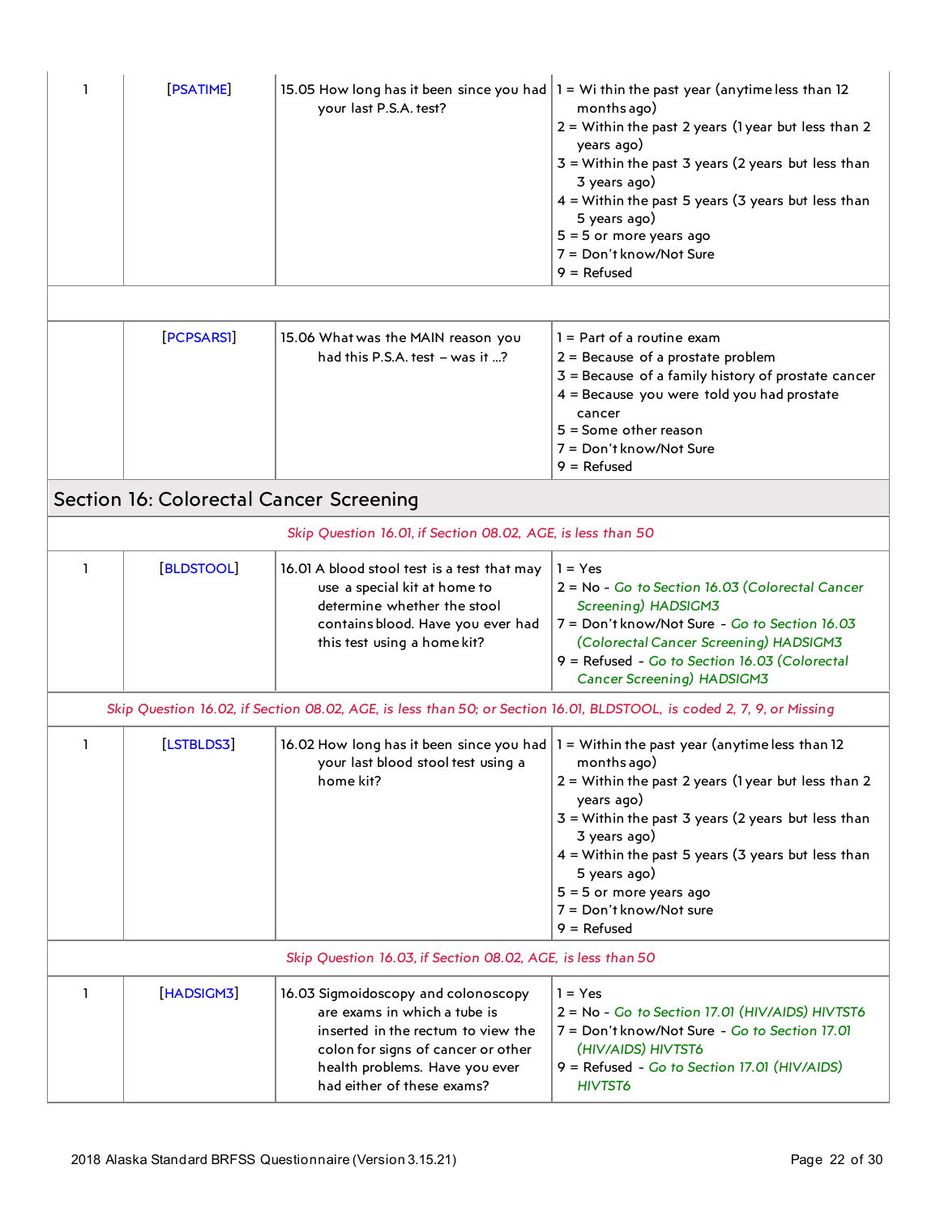| | | | |
|---|---|---|---|
| 1 | [PSATIME] | 15.05 How long has it been since you had your last P.S.A. test? | 1 = Within the past year (anytime less than 12 months ago)<br>2 = Within the past 2 years (1 year but less than 2 years ago)<br>3 = Within the past 3 years (2 years but less than 3 years ago)<br>4 = Within the past 5 years (3 years but less than 5 years ago)<br>5 = 5 or more years ago<br>7 = Don't know/Not Sure<br>9 = Refused |
| | | | |
| | [PCPSARS1] | 15.06 What was the MAIN reason you had this P.S.A. test – was it …? | 1 = Part of a routine exam<br>2 = Because of a prostate problem<br>3 = Because of a family history of prostate cancer<br>4 = Because you were told you had prostate cancer<br>5 = Some other reason<br>7 = Don't know/Not Sure<br>9 = Refused |

## Section 16: Colorectal Cancer Screening

| | | | |
|---|---|---|---|
| *Skip Question 16.01, if Section 08.02, AGE, is less than 50* | | | |
| 1 | [BLDSTOOL] | 16.01 A blood stool test is a test that may use a special kit at home to determine whether the stool contains blood. Have you ever had this test using a home kit? | 1 = Yes<br>2 = No - *Go to Section 16.03 (Colorectal Cancer Screening) HADSIGM3*<br>7 = Don't know/Not Sure - *Go to Section 16.03 (Colorectal Cancer Screening) HADSIGM3*<br>9 = Refused - *Go to Section 16.03 (Colorectal Cancer Screening) HADSIGM3* |
| *Skip Question 16.02, if Section 08.02, AGE, is less than 50; or Section 16.01, BLDSTOOL, is coded 2, 7, 9, or Missing* | | | |
| 1 | [LSTBLDS3] | 16.02 How long has it been since you had your last blood stool test using a home kit? | 1 = Within the past year (anytime less than 12 months ago)<br>2 = Within the past 2 years (1 year but less than 2 years ago)<br>3 = Within the past 3 years (2 years but less than 3 years ago)<br>4 = Within the past 5 years (3 years but less than 5 years ago)<br>5 = 5 or more years ago<br>7 = Don't know/Not sure<br>9 = Refused |
| *Skip Question 16.03, if Section 08.02, AGE, is less than 50* | | | |
| 1 | [HADSIGM3] | 16.03 Sigmoidoscopy and colonoscopy are exams in which a tube is inserted in the rectum to view the colon for signs of cancer or other health problems. Have you ever had either of these exams? | 1 = Yes<br>2 = No - *Go to Section 17.01 (HIV/AIDS) HIVTST6*<br>7 = Don't know/Not Sure - *Go to Section 17.01 (HIV/AIDS) HIVTST6*<br>9 = Refused - *Go to Section 17.01 (HIV/AIDS) HIVTST6* |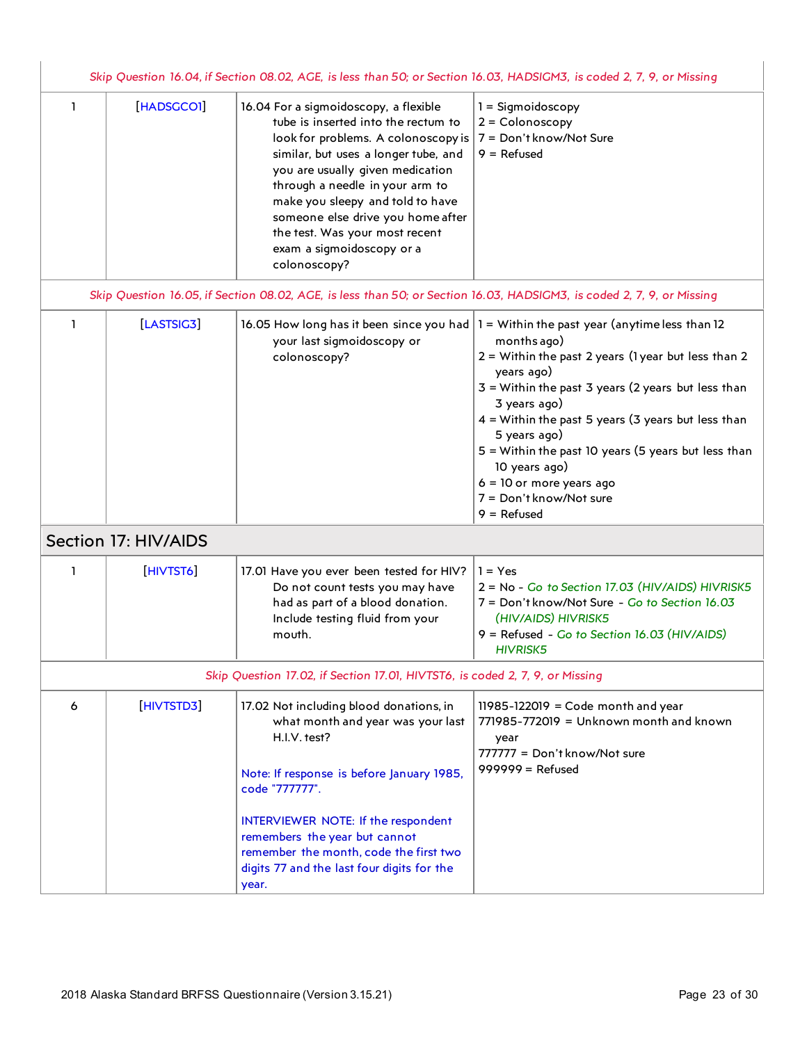| | | | |
|---|---|---|---|
| *Skip Question 16.04, if Section 08.02, AGE, is less than 50; or Section 16.03, HADSIGM3, is coded 2, 7, 9, or Missing* | | | |
| 1 | [HADSGCO1] | 16.04 For a sigmoidoscopy, a flexible tube is inserted into the rectum to look for problems. A colonoscopy is similar, but uses a longer tube, and you are usually given medication through a needle in your arm to make you sleepy and told to have someone else drive you home after the test. Was your most recent exam a sigmoidoscopy or a colonoscopy? | 1 = Sigmoidoscopy<br>2 = Colonoscopy<br>7 = Don't know/Not Sure<br>9 = Refused |
| *Skip Question 16.05, if Section 08.02, AGE, is less than 50; or Section 16.03, HADSIGM3, is coded 2, 7, 9, or Missing* | | | |
| 1 | [LASTSIG3] | 16.05 How long has it been since you had your last sigmoidoscopy or colonoscopy? | 1 = Within the past year (anytime less than 12 months ago)<br>2 = Within the past 2 years (1 year but less than 2 years ago)<br>3 = Within the past 3 years (2 years but less than 3 years ago)<br>4 = Within the past 5 years (3 years but less than 5 years ago)<br>5 = Within the past 10 years (5 years but less than 10 years ago)<br>6 = 10 or more years ago<br>7 = Don't know/Not sure<br>9 = Refused |

## Section 17: HIV/AIDS

| | | | |
|---|---|---|---|
| 1 | [HIVTST6] | 17.01 Have you ever been tested for HIV? Do not count tests you may have had as part of a blood donation. Include testing fluid from your mouth. | 1 = Yes<br>2 = No - *Go to Section 17.03 (HIV/AIDS) HIVRISK5*<br>7 = Don't know/Not Sure - *Go to Section 16.03 (HIV/AIDS) HIVRISK5*<br>9 = Refused - *Go to Section 16.03 (HIV/AIDS) HIVRISK5* |
| *Skip Question 17.02, if Section 17.01, HIVTST6, is coded 2, 7, 9, or Missing* | | | |
| 6 | [HIVTSTD3] | 17.02 Not including blood donations, in what month and year was your last H.I.V. test?<br><br>Note: If response is before January 1985, code "777777".<br><br>INTERVIEWER NOTE: If the respondent remembers the year but cannot remember the month, code the first two digits 77 and the last four digits for the year. | 11985-122019 = Code month and year<br>771985-772019 = Unknown month and known year<br>777777 = Don't know/Not sure<br>999999 = Refused |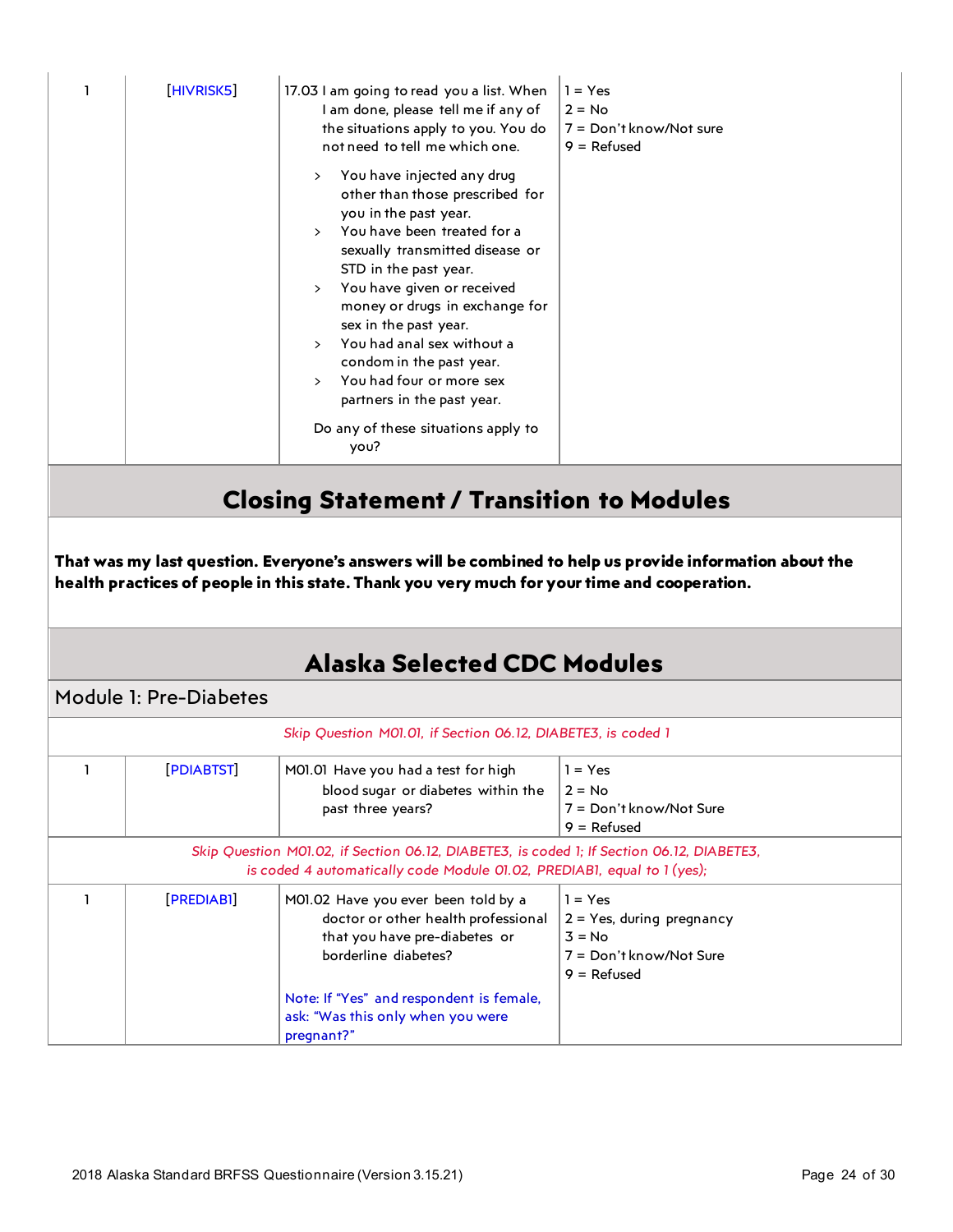| | | | |
|---|---|---|---|
| 1 | [HIVRISK5] | 17.03 I am going to read you a list. When I am done, please tell me if any of the situations apply to you. You do not need to tell me which one.<br><br>› You have injected any drug other than those prescribed for you in the past year.<br>› You have been treated for a sexually transmitted disease or STD in the past year.<br>› You have given or received money or drugs in exchange for sex in the past year.<br>› You had anal sex without a condom in the past year.<br>› You had four or more sex partners in the past year.<br><br>Do any of these situations apply to you? | 1 = Yes<br>2 = No<br>7 = Don't know/Not sure<br>9 = Refused |

## Closing Statement / Transition to Modules

**That was my last question. Everyone's answers will be combined to help us provide information about the health practices of people in this state. Thank you very much for your time and cooperation.**

## Alaska Selected CDC Modules

### Module 1: Pre-Diabetes

*Skip Question M01.01, if Section 06.12, DIABETE3, is coded 1*

| | | | |
|---|---|---|---|
| 1 | [PDIABTST] | M01.01 Have you had a test for high blood sugar or diabetes within the past three years? | 1 = Yes<br>2 = No<br>7 = Don't know/Not Sure<br>9 = Refused |

*Skip Question M01.02, if Section 06.12, DIABETE3, is coded 1; If Section 06.12, DIABETE3, is coded 4 automatically code Module 01.02, PREDIAB1, equal to 1 (yes);*

| | | | |
|---|---|---|---|
| 1 | [PREDIAB1] | M01.02 Have you ever been told by a doctor or other health professional that you have pre-diabetes or borderline diabetes?<br><br>Note: If "Yes" and respondent is female, ask: "Was this only when you were pregnant?" | 1 = Yes<br>2 = Yes, during pregnancy<br>3 = No<br>7 = Don't know/Not Sure<br>9 = Refused |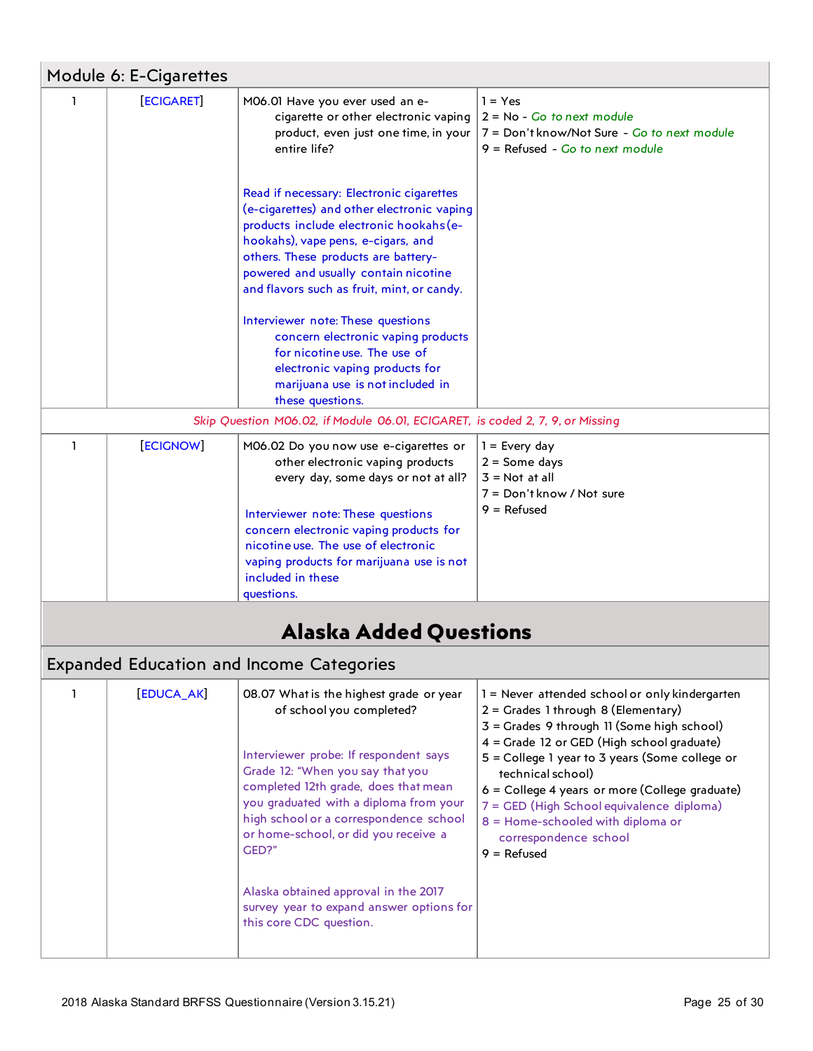## Module 6: E-Cigarettes

| | | | |
|---|---|---|---|
| 1 | [ECIGARET] | M06.01 Have you ever used an e-cigarette or other electronic vaping product, even just one time, in your entire life?<br><br>Read if necessary: Electronic cigarettes (e-cigarettes) and other electronic vaping products include electronic hookahs (e-hookahs), vape pens, e-cigars, and others. These products are battery-powered and usually contain nicotine and flavors such as fruit, mint, or candy.<br><br>Interviewer note: These questions concern electronic vaping products for nicotine use. The use of electronic vaping products for marijuana use is not included in these questions. | 1 = Yes<br>2 = No - Go to next module<br>7 = Don't know/Not Sure - Go to next module<br>9 = Refused - Go to next module |
| *Skip Question M06.02, if Module 06.01, ECIGARET, is coded 2, 7, 9, or Missing* | | | |
| 1 | [ECIGNOW] | M06.02 Do you now use e-cigarettes or other electronic vaping products every day, some days or not at all?<br><br>Interviewer note: These questions concern electronic vaping products for nicotine use. The use of electronic vaping products for marijuana use is not included in these questions. | 1 = Every day<br>2 = Some days<br>3 = Not at all<br>7 = Don't know / Not sure<br>9 = Refused |

# Alaska Added Questions

## Expanded Education and Income Categories

| | | | |
|---|---|---|---|
| 1 | [EDUCA_AK] | 08.07 What is the highest grade or year of school you completed?<br><br>Interviewer probe: If respondent says Grade 12: "When you say that you completed 12th grade, does that mean you graduated with a diploma from your high school or a correspondence school or home-school, or did you receive a GED?"<br><br>Alaska obtained approval in the 2017 survey year to expand answer options for this core CDC question. | 1 = Never attended school or only kindergarten<br>2 = Grades 1 through 8 (Elementary)<br>3 = Grades 9 through 11 (Some high school)<br>4 = Grade 12 or GED (High school graduate)<br>5 = College 1 year to 3 years (Some college or technical school)<br>6 = College 4 years or more (College graduate)<br>7 = GED (High School equivalence diploma)<br>8 = Home-schooled with diploma or correspondence school<br>9 = Refused |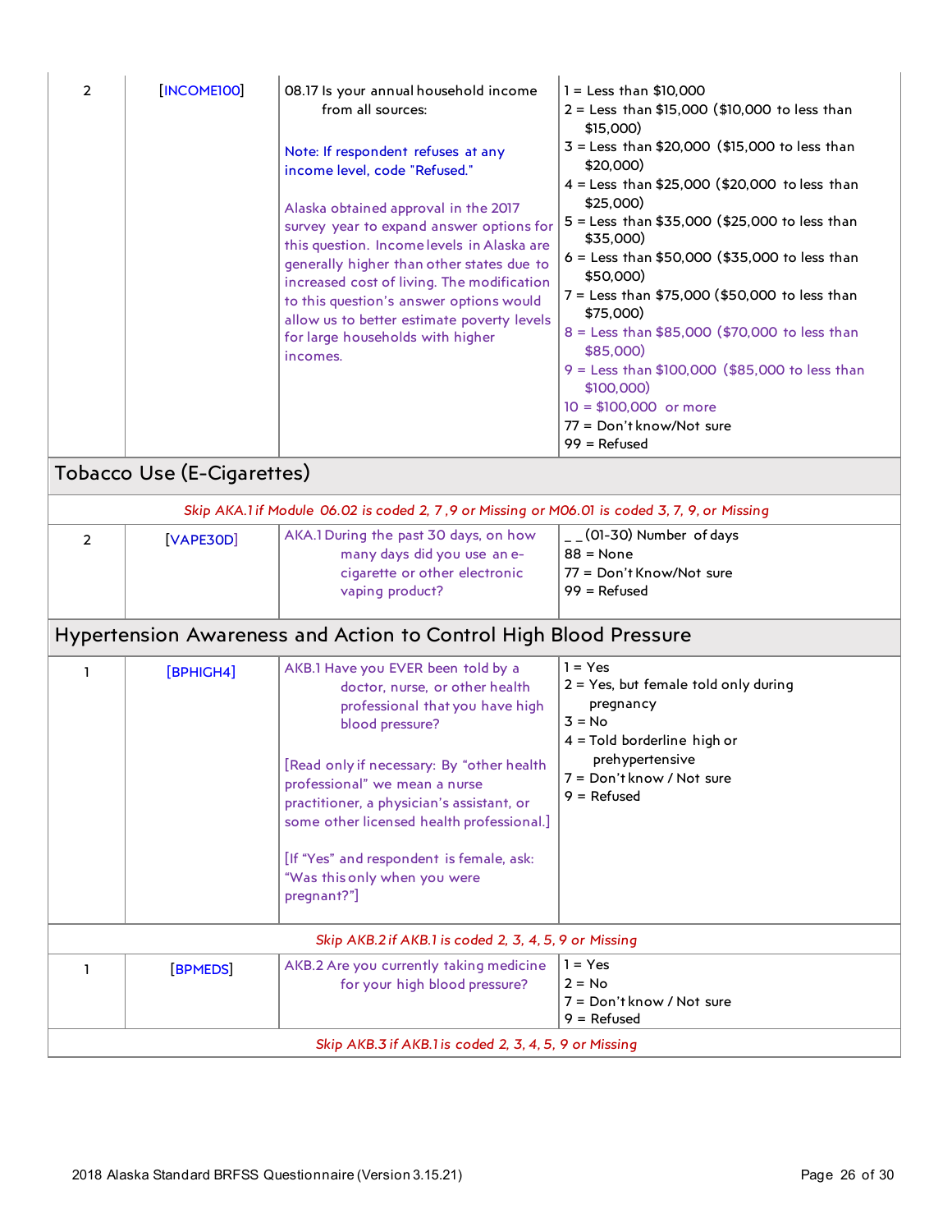| | | | |
|---|---|---|---|
| 2 | [INCOME100] | 08.17 Is your annual household income from all sources:<br><br>Note: If respondent refuses at any income level, code "Refused."<br><br>Alaska obtained approval in the 2017 survey year to expand answer options for this question. Income levels in Alaska are generally higher than other states due to increased cost of living. The modification to this question's answer options would allow us to better estimate poverty levels for large households with higher incomes. | 1 = Less than $10,000<br>2 = Less than $15,000 ($10,000 to less than $15,000)<br>3 = Less than $20,000 ($15,000 to less than $20,000)<br>4 = Less than $25,000 ($20,000 to less than $25,000)<br>5 = Less than $35,000 ($25,000 to less than $35,000)<br>6 = Less than $50,000 ($35,000 to less than $50,000)<br>7 = Less than $75,000 ($50,000 to less than $75,000)<br>8 = Less than $85,000 ($70,000 to less than $85,000)<br>9 = Less than $100,000 ($85,000 to less than $100,000)<br>10 = $100,000 or more<br>77 = Don't know/Not sure<br>99 = Refused |

## Tobacco Use (E-Cigarettes)

*Skip AKA.1 if Module 06.02 is coded 2, 7 ,9 or Missing or M06.01 is coded 3, 7, 9, or Missing*

| | | | |
|---|---|---|---|
| 2 | [VAPE30D] | AKA.1 During the past 30 days, on how many days did you use an e-cigarette or other electronic vaping product? | _ _ (01-30) Number of days<br>88 = None<br>77 = Don't Know/Not sure<br>99 = Refused |

## Hypertension Awareness and Action to Control High Blood Pressure

| | | | |
|---|---|---|---|
| 1 | [BPHIGH4] | AKB.1 Have you EVER been told by a doctor, nurse, or other health professional that you have high blood pressure?<br><br>[Read only if necessary: By "other health professional" we mean a nurse practitioner, a physician's assistant, or some other licensed health professional.]<br><br>[If "Yes" and respondent is female, ask: "Was this only when you were pregnant?"] | 1 = Yes<br>2 = Yes, but female told only during pregnancy<br>3 = No<br>4 = Told borderline high or prehypertensive<br>7 = Don't know / Not sure<br>9 = Refused |

*Skip AKB.2 if AKB.1 is coded 2, 3, 4, 5, 9 or Missing*

| | | | |
|---|---|---|---|
| 1 | [BPMEDS] | AKB.2 Are you currently taking medicine for your high blood pressure? | 1 = Yes<br>2 = No<br>7 = Don't know / Not sure<br>9 = Refused |

*Skip AKB.3 if AKB.1 is coded 2, 3, 4, 5, 9 or Missing*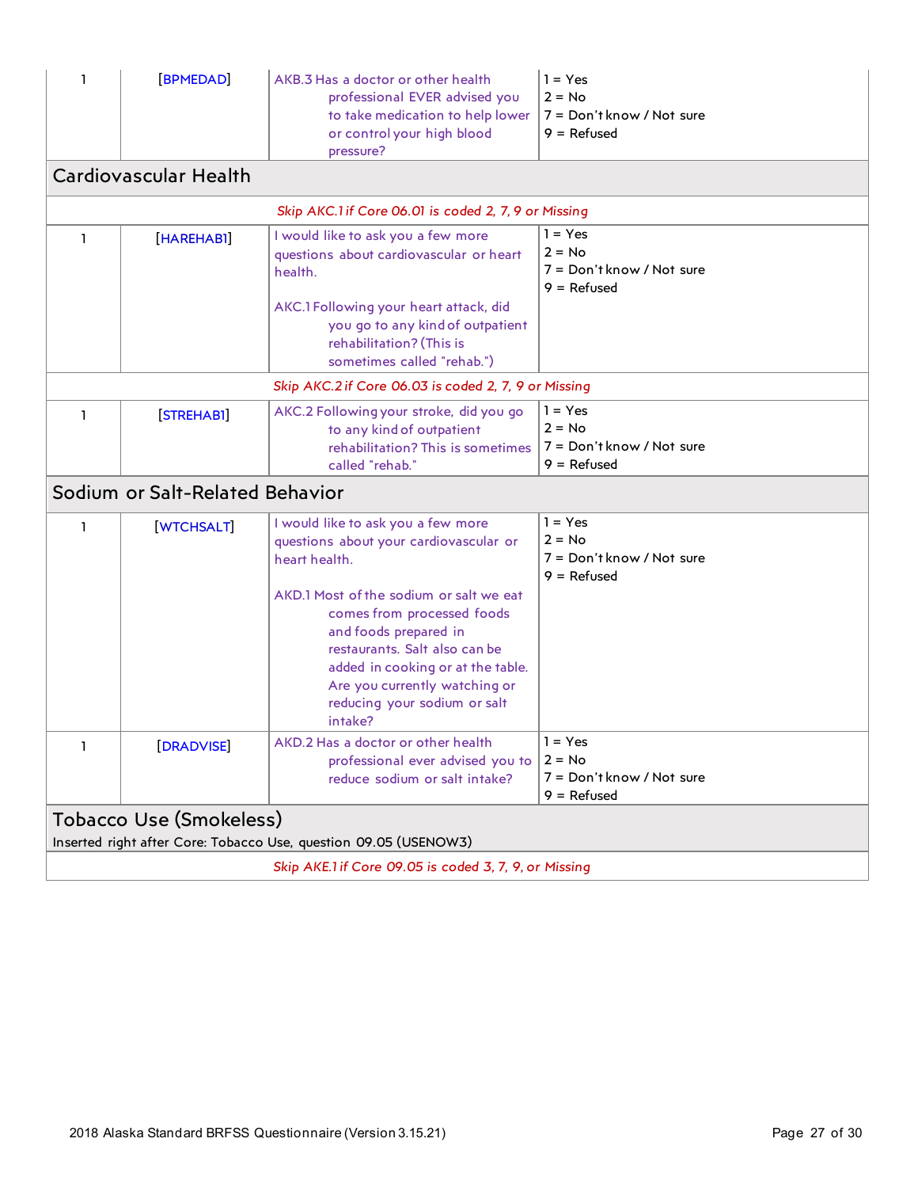| | | | |
|---|---|---|---|
| 1 | [BPMEDAD] | AKB.3 Has a doctor or other health professional EVER advised you to take medication to help lower or control your high blood pressure? | 1 = Yes<br>2 = No<br>7 = Don't know / Not sure<br>9 = Refused |

## Cardiovascular Health

*Skip AKC.1 if Core 06.01 is coded 2, 7, 9 or Missing*

| | | | |
|---|---|---|---|
| 1 | [HAREHAB1] | I would like to ask you a few more questions about cardiovascular or heart health.<br><br>AKC.1 Following your heart attack, did you go to any kind of outpatient rehabilitation? (This is sometimes called "rehab.") | 1 = Yes<br>2 = No<br>7 = Don't know / Not sure<br>9 = Refused |

*Skip AKC.2 if Core 06.03 is coded 2, 7, 9 or Missing*

| | | | |
|---|---|---|---|
| 1 | [STREHAB1] | AKC.2 Following your stroke, did you go to any kind of outpatient rehabilitation? This is sometimes called "rehab." | 1 = Yes<br>2 = No<br>7 = Don't know / Not sure<br>9 = Refused |

## Sodium or Salt-Related Behavior

| | | | |
|---|---|---|---|
| 1 | [WTCHSALT] | I would like to ask you a few more questions about your cardiovascular or heart health.<br><br>AKD.1 Most of the sodium or salt we eat comes from processed foods and foods prepared in restaurants. Salt also can be added in cooking or at the table. Are you currently watching or reducing your sodium or salt intake? | 1 = Yes<br>2 = No<br>7 = Don't know / Not sure<br>9 = Refused |
| 1 | [DRADVISE] | AKD.2 Has a doctor or other health professional ever advised you to reduce sodium or salt intake? | 1 = Yes<br>2 = No<br>7 = Don't know / Not sure<br>9 = Refused |

## Tobacco Use (Smokeless)

Inserted right after Core: Tobacco Use, question 09.05 (USENOW3)

*Skip AKE.1 if Core 09.05 is coded 3, 7, 9, or Missing*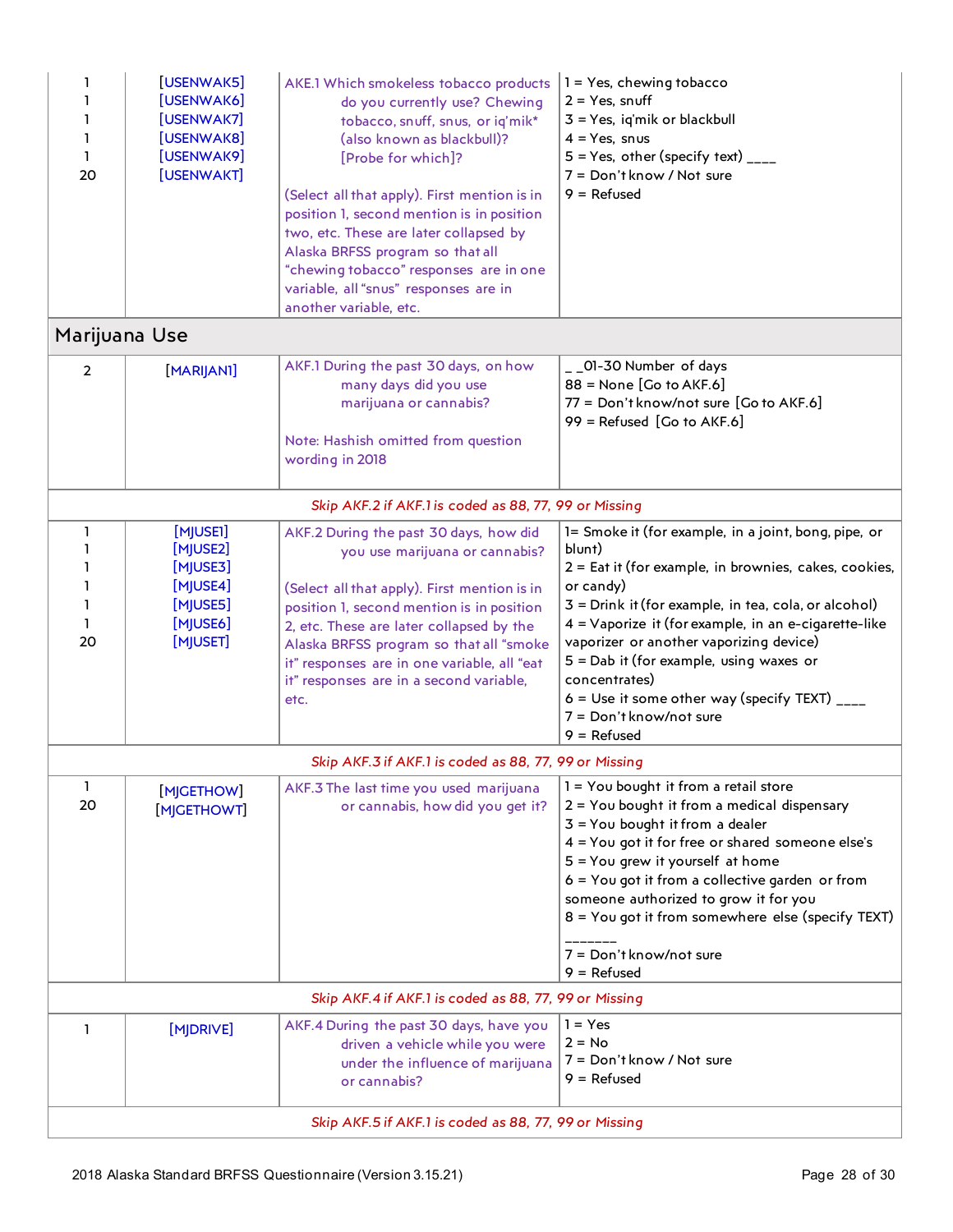| | | | |
|---|---|---|---|
| 1<br>1<br>1<br>1<br>1<br>20 | [USENWAK5]<br>[USENWAK6]<br>[USENWAK7]<br>[USENWAK8]<br>[USENWAK9]<br>[USENWAKT] | AKE.1 Which smokeless tobacco products do you currently use? Chewing tobacco, snuff, snus, or iq'mik* (also known as blackbull)? [Probe for which]?<br><br>(Select all that apply). First mention is in position 1, second mention is in position two, etc. These are later collapsed by Alaska BRFSS program so that all "chewing tobacco" responses are in one variable, all "snus" responses are in another variable, etc. | 1 = Yes, chewing tobacco<br>2 = Yes, snuff<br>3 = Yes, iq'mik or blackbull<br>4 = Yes, snus<br>5 = Yes, other (specify text) ____<br>7 = Don't know / Not sure<br>9 = Refused |
| **Marijuana Use** | | | |
| 2 | [MARIJAN1] | AKF.1 During the past 30 days, on how many days did you use marijuana or cannabis?<br><br>Note: Hashish omitted from question wording in 2018 | _ _01-30 Number of days<br>88 = None [Go to AKF.6]<br>77 = Don't know/not sure [Go to AKF.6]<br>99 = Refused [Go to AKF.6] |
| | | *Skip AKF.2 if AKF.1 is coded as 88, 77, 99 or Missing* | |
| 1<br>1<br>1<br>1<br>1<br>1<br>20 | [MJUSE1]<br>[MJUSE2]<br>[MJUSE3]<br>[MJUSE4]<br>[MJUSE5]<br>[MJUSE6]<br>[MJUSET] | AKF.2 During the past 30 days, how did you use marijuana or cannabis?<br><br>(Select all that apply). First mention is in position 1, second mention is in position 2, etc. These are later collapsed by the Alaska BRFSS program so that all "smoke it" responses are in one variable, all "eat it" responses are in a second variable, etc. | 1= Smoke it (for example, in a joint, bong, pipe, or blunt)<br>2 = Eat it (for example, in brownies, cakes, cookies, or candy)<br>3 = Drink it (for example, in tea, cola, or alcohol)<br>4 = Vaporize it (for example, in an e-cigarette-like vaporizer or another vaporizing device)<br>5 = Dab it (for example, using waxes or concentrates)<br>6 = Use it some other way (specify TEXT) ____<br>7 = Don't know/not sure<br>9 = Refused |
| | | *Skip AKF.3 if AKF.1 is coded as 88, 77, 99 or Missing* | |
| 1<br>20 | [MJGETHOW]<br>[MJGETHOWT] | AKF.3 The last time you used marijuana or cannabis, how did you get it? | 1 = You bought it from a retail store<br>2 = You bought it from a medical dispensary<br>3 = You bought it from a dealer<br>4 = You got it for free or shared someone else's<br>5 = You grew it yourself at home<br>6 = You got it from a collective garden or from someone authorized to grow it for you<br>8 = You got it from somewhere else (specify TEXT) _______<br>7 = Don't know/not sure<br>9 = Refused |
| | | *Skip AKF.4 if AKF.1 is coded as 88, 77, 99 or Missing* | |
| 1 | [MJDRIVE] | AKF.4 During the past 30 days, have you driven a vehicle while you were under the influence of marijuana or cannabis? | 1 = Yes<br>2 = No<br>7 = Don't know / Not sure<br>9 = Refused |
| | | *Skip AKF.5 if AKF.1 is coded as 88, 77, 99 or Missing* | |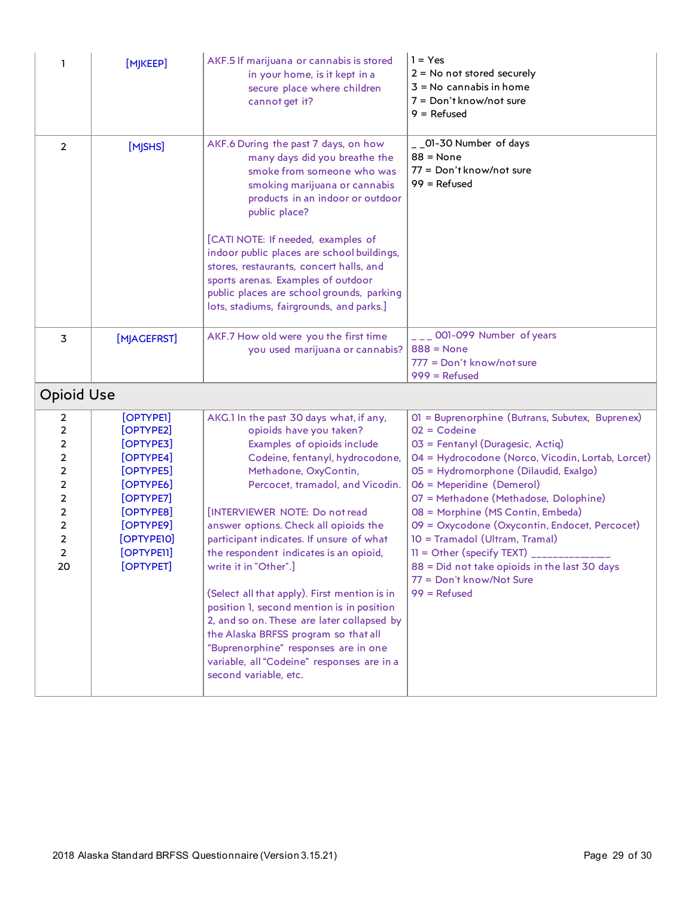| | | | |
|---|---|---|---|
| 1 | [MJKEEP] | AKF.5 If marijuana or cannabis is stored in your home, is it kept in a secure place where children cannot get it? | 1 = Yes<br>2 = No not stored securely<br>3 = No cannabis in home<br>7 = Don't know/not sure<br>9 = Refused |
| 2 | [MJSHS] | AKF.6 During the past 7 days, on how many days did you breathe the smoke from someone who was smoking marijuana or cannabis products in an indoor or outdoor public place?<br><br>[CATI NOTE: If needed, examples of indoor public places are school buildings, stores, restaurants, concert halls, and sports arenas. Examples of outdoor public places are school grounds, parking lots, stadiums, fairgrounds, and parks.] | _ _01-30 Number of days<br>88 = None<br>77 = Don't know/not sure<br>99 = Refused |
| 3 | [MJAGEFRST] | AKF.7 How old were you the first time you used marijuana or cannabis? | _ _ _ 001-099 Number of years<br>888 = None<br>777 = Don't know/not sure<br>999 = Refused |

## Opioid Use

| | | | |
|---|---|---|---|
| 2<br>2<br>2<br>2<br>2<br>2<br>2<br>2<br>2<br>2<br>2<br>20 | [OPTYPE1]<br>[OPTYPE2]<br>[OPTYPE3]<br>[OPTYPE4]<br>[OPTYPE5]<br>[OPTYPE6]<br>[OPTYPE7]<br>[OPTYPE8]<br>[OPTYPE9]<br>[OPTYPE10]<br>[OPTYPE11]<br>[OPTYPET] | AKG.1 In the past 30 days what, if any, opioids have you taken? Examples of opioids include Codeine, fentanyl, hydrocodone, Methadone, OxyContin, Percocet, tramadol, and Vicodin.<br><br>[INTERVIEWER NOTE: Do not read answer options. Check all opioids the participant indicates. If unsure of what the respondent indicates is an opioid, write it in "Other".]<br><br>(Select all that apply). First mention is in position 1, second mention is in position 2, and so on. These are later collapsed by the Alaska BRFSS program so that all "Buprenorphine" responses are in one variable, all "Codeine" responses are in a second variable, etc. | 01 = Buprenorphine (Butrans, Subutex, Buprenex)<br>02 = Codeine<br>03 = Fentanyl (Duragesic, Actiq)<br>04 = Hydrocodone (Norco, Vicodin, Lortab, Lorcet)<br>05 = Hydromorphone (Dilaudid, Exalgo)<br>06 = Meperidine (Demerol)<br>07 = Methadone (Methadose, Dolophine)<br>08 = Morphine (MS Contin, Embeda)<br>09 = Oxycodone (Oxycontin, Endocet, Percocet)<br>10 = Tramadol (Ultram, Tramal)<br>11 = Other (specify TEXT) _______________<br>88 = Did not take opioids in the last 30 days<br>77 = Don't know/Not Sure<br>99 = Refused |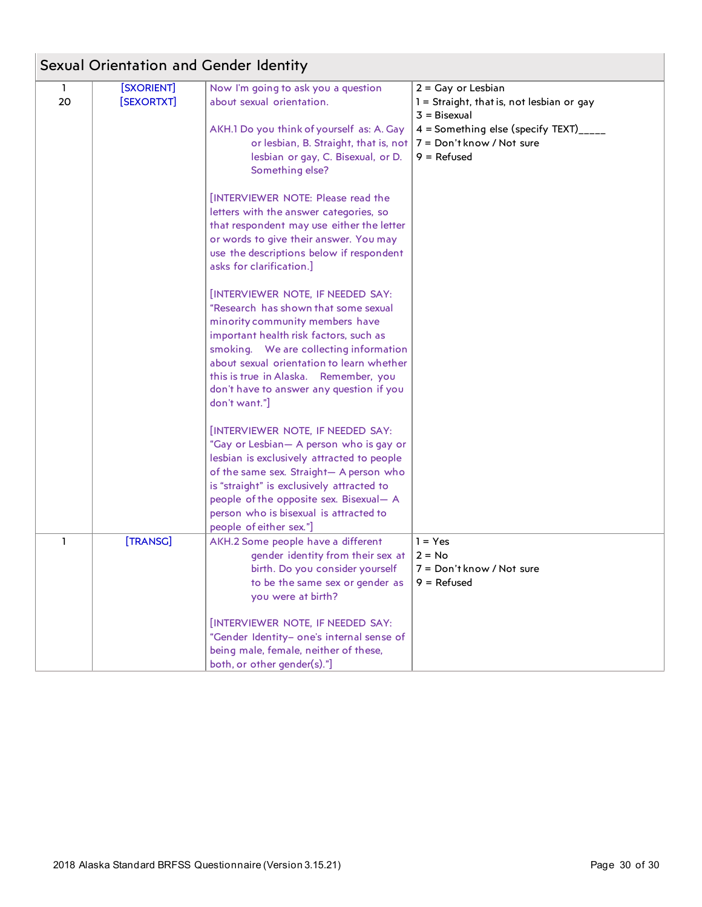## Sexual Orientation and Gender Identity

| | | | |
|---|---|---|---|
| 1<br>20 | [SXORIENT]<br>[SEXORTXT] | Now I'm going to ask you a question about sexual orientation.<br><br>AKH.1 Do you think of yourself as: A. Gay or lesbian, B. Straight, that is, not lesbian or gay, C. Bisexual, or D. Something else?<br><br>[INTERVIEWER NOTE: Please read the letters with the answer categories, so that respondent may use either the letter or words to give their answer. You may use the descriptions below if respondent asks for clarification.]<br><br>[INTERVIEWER NOTE, IF NEEDED SAY: "Research has shown that some sexual minority community members have important health risk factors, such as smoking. We are collecting information about sexual orientation to learn whether this is true in Alaska. Remember, you don't have to answer any question if you don't want."]<br><br>[INTERVIEWER NOTE, IF NEEDED SAY: "Gay or Lesbian— A person who is gay or lesbian is exclusively attracted to people of the same sex. Straight— A person who is "straight" is exclusively attracted to people of the opposite sex. Bisexual— A person who is bisexual is attracted to people of either sex."] | 2 = Gay or Lesbian<br>1 = Straight, that is, not lesbian or gay<br>3 = Bisexual<br>4 = Something else (specify TEXT)_____<br>7 = Don't know / Not sure<br>9 = Refused |
| 1 | [TRANSG] | AKH.2 Some people have a different gender identity from their sex at birth. Do you consider yourself to be the same sex or gender as you were at birth?<br><br>[INTERVIEWER NOTE, IF NEEDED SAY: "Gender Identity– one's internal sense of being male, female, neither of these, both, or other gender(s)."] | 1 = Yes<br>2 = No<br>7 = Don't know / Not sure<br>9 = Refused |